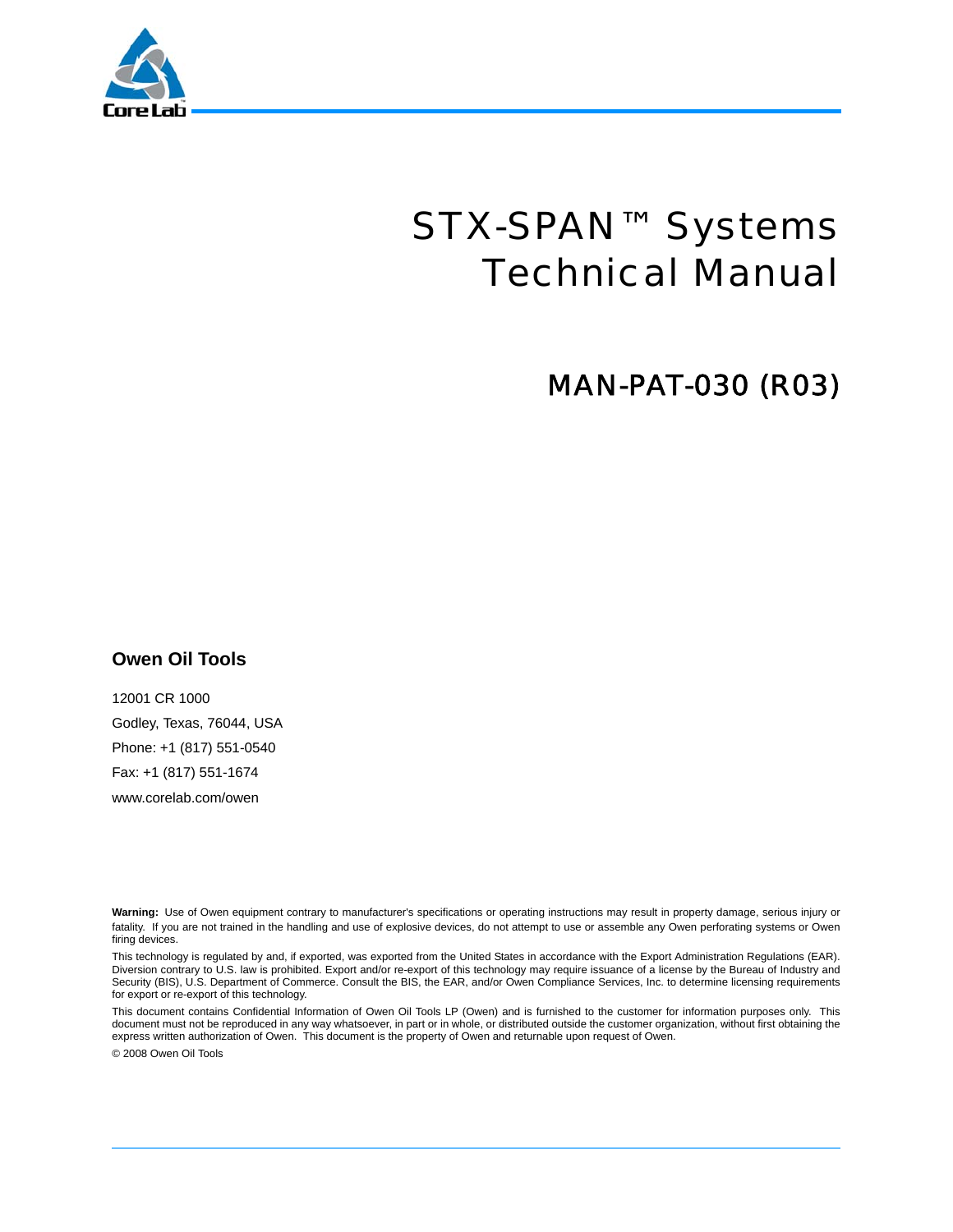# STX-SPAN™ Systems Technical Manual

## MAN-PAT-030 (R03)

**Owen Oil Tools**

12001 CR 1000

Godley, Texas, 76044, USA

Phone: +1 (817) 551-0540

Fax: +1 (817) 551-1674

www.corelab.com/owen

**Warning:** Use of Owen equipment contrary to manufacturer's specifications or operating instructions may result in property damage, serious injury or fatality. If you are not trained in the handling and use of explosive devices, do not attempt to use or assemble any Owen perforating systems or Owen firing devices.

This technology is regulated by and, if exported, was exported from the United States in accordance with the Export Administration Regulations (EAR). Diversion contrary to U.S. law is prohibited. Export and/or re-export of this technology may require issuance of a license by the Bureau of Industry and Security (BIS), U.S. Department of Commerce. Consult the BIS, the EAR, and/or Owen Compliance Services, Inc. to determine licensing requirements for export or re-export of this technology.

This document contains Confidential Information of Owen Oil Tools LP (Owen) and is furnished to the customer for information purposes only. This document must not be reproduced in any way whatsoever, in part or in whole, or distributed outside the customer organization, without first obtaining the express written authorization of Owen. This document is the property of Owen and returnable upon request of Owen.

© 2008 Owen Oil Tools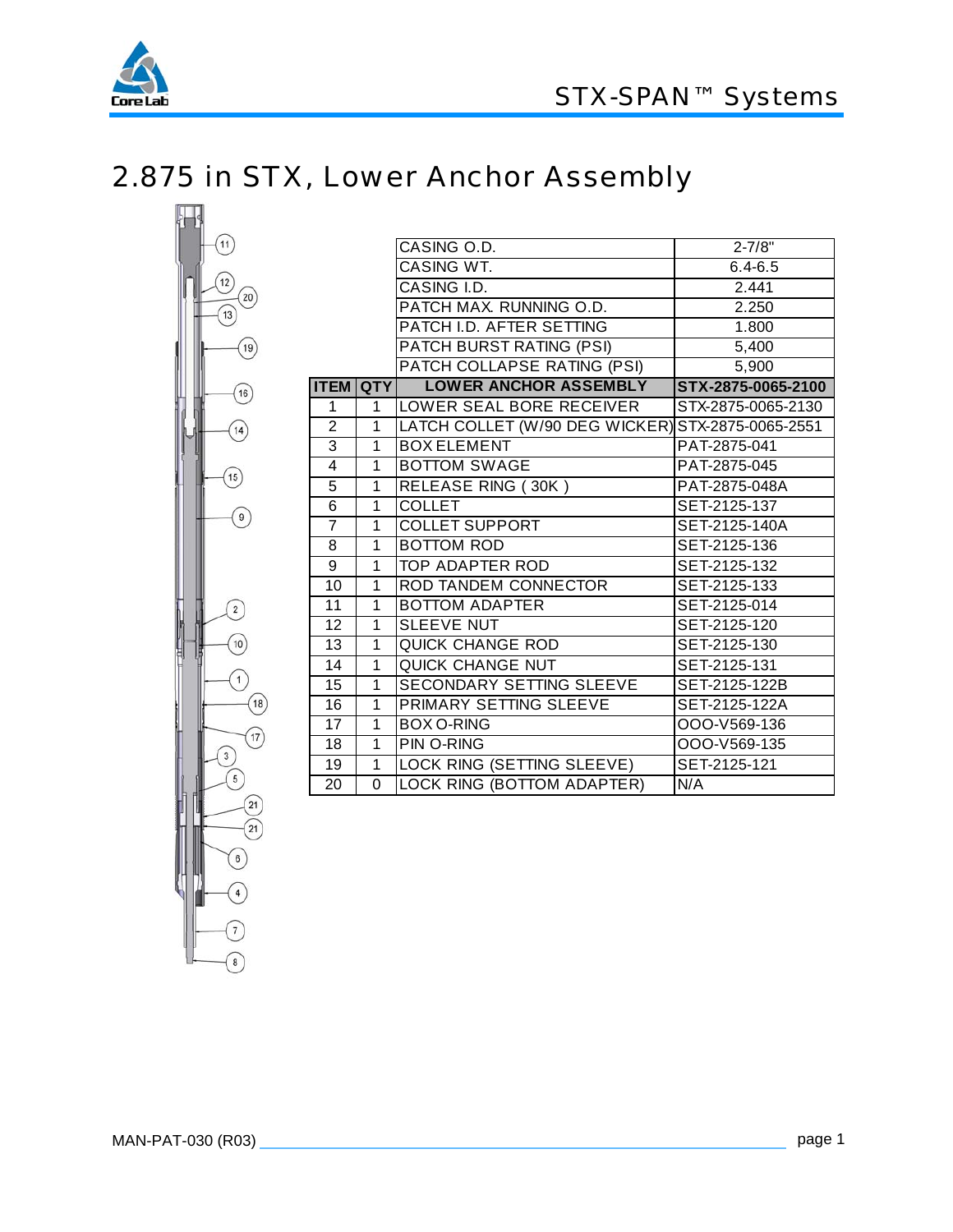# 2.875 in STX, Lower Anchor Assembly

| | | | |
|---|---|---|---|
| | | CASING O.D. | 2-7/8" |
| | | CASING WT. | 6.4-6.5 |
| | | CASING I.D. | 2.441 |
| | | PATCH MAX. RUNNING O.D. | 2.250 |
| | | PATCH I.D. AFTER SETTING | 1.800 |
| | | PATCH BURST RATING (PSI) | 5,400 |
| | | PATCH COLLAPSE RATING (PSI) | 5,900 |
| **ITEM** | **QTY** | **LOWER ANCHOR ASSEMBLY** | **STX-2875-0065-2100** |
| 1 | 1 | LOWER SEAL BORE RECEIVER | STX-2875-0065-2130 |
| 2 | 1 | LATCH COLLET (W/90 DEG WICKER) | STX-2875-0065-2551 |
| 3 | 1 | BOX ELEMENT | PAT-2875-041 |
| 4 | 1 | BOTTOM SWAGE | PAT-2875-045 |
| 5 | 1 | RELEASE RING ( 30K ) | PAT-2875-048A |
| 6 | 1 | COLLET | SET-2125-137 |
| 7 | 1 | COLLET SUPPORT | SET-2125-140A |
| 8 | 1 | BOTTOM ROD | SET-2125-136 |
| 9 | 1 | TOP ADAPTER ROD | SET-2125-132 |
| 10 | 1 | ROD TANDEM CONNECTOR | SET-2125-133 |
| 11 | 1 | BOTTOM ADAPTER | SET-2125-014 |
| 12 | 1 | SLEEVE NUT | SET-2125-120 |
| 13 | 1 | QUICK CHANGE ROD | SET-2125-130 |
| 14 | 1 | QUICK CHANGE NUT | SET-2125-131 |
| 15 | 1 | SECONDARY SETTING SLEEVE | SET-2125-122B |
| 16 | 1 | PRIMARY SETTING SLEEVE | SET-2125-122A |
| 17 | 1 | BOX O-RING | OOO-V569-136 |
| 18 | 1 | PIN O-RING | OOO-V569-135 |
| 19 | 1 | LOCK RING (SETTING SLEEVE) | SET-2125-121 |
| 20 | 0 | LOCK RING (BOTTOM ADAPTER) | N/A |

MAN-PAT-030 (R03)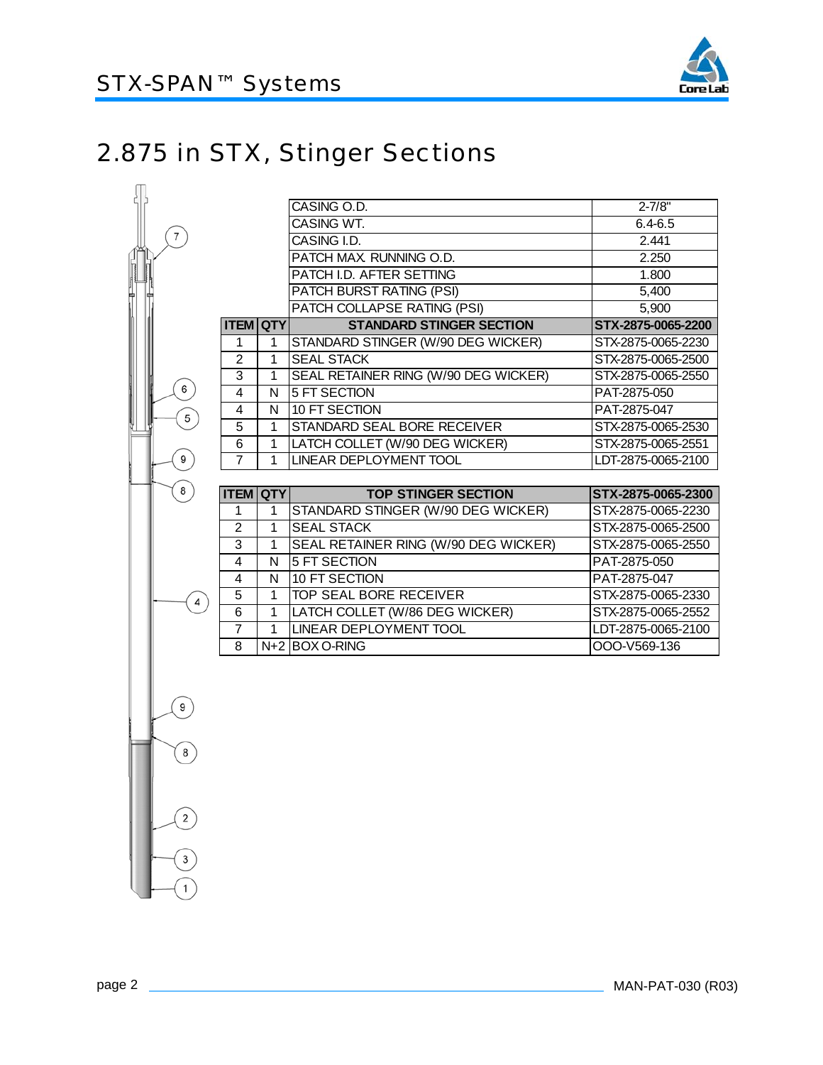## 2.875 in STX, Stinger Sections

| | |
|---|---|
| CASING O.D. | 2-7/8" |
| CASING WT. | 6.4-6.5 |
| CASING I.D. | 2.441 |
| PATCH MAX. RUNNING O.D. | 2.250 |
| PATCH I.D. AFTER SETTING | 1.800 |
| PATCH BURST RATING (PSI) | 5,400 |
| PATCH COLLAPSE RATING (PSI) | 5,900 |

| ITEM | QTY | STANDARD STINGER SECTION | STX-2875-0065-2200 |
|---|---|---|---|
| 1 | 1 | STANDARD STINGER (W/90 DEG WICKER) | STX-2875-0065-2230 |
| 2 | 1 | SEAL STACK | STX-2875-0065-2500 |
| 3 | 1 | SEAL RETAINER RING (W/90 DEG WICKER) | STX-2875-0065-2550 |
| 4 | N | 5 FT SECTION | PAT-2875-050 |
| 4 | N | 10 FT SECTION | PAT-2875-047 |
| 5 | 1 | STANDARD SEAL BORE RECEIVER | STX-2875-0065-2530 |
| 6 | 1 | LATCH COLLET (W/90 DEG WICKER) | STX-2875-0065-2551 |
| 7 | 1 | LINEAR DEPLOYMENT TOOL | LDT-2875-0065-2100 |

| ITEM | QTY | TOP STINGER SECTION | STX-2875-0065-2300 |
|---|---|---|---|
| 1 | 1 | STANDARD STINGER (W/90 DEG WICKER) | STX-2875-0065-2230 |
| 2 | 1 | SEAL STACK | STX-2875-0065-2500 |
| 3 | 1 | SEAL RETAINER RING (W/90 DEG WICKER) | STX-2875-0065-2550 |
| 4 | N | 5 FT SECTION | PAT-2875-050 |
| 4 | N | 10 FT SECTION | PAT-2875-047 |
| 5 | 1 | TOP SEAL BORE RECEIVER | STX-2875-0065-2330 |
| 6 | 1 | LATCH COLLET (W/86 DEG WICKER) | STX-2875-0065-2552 |
| 7 | 1 | LINEAR DEPLOYMENT TOOL | LDT-2875-0065-2100 |
| 8 | N+2 | BOX O-RING | OOO-V569-136 |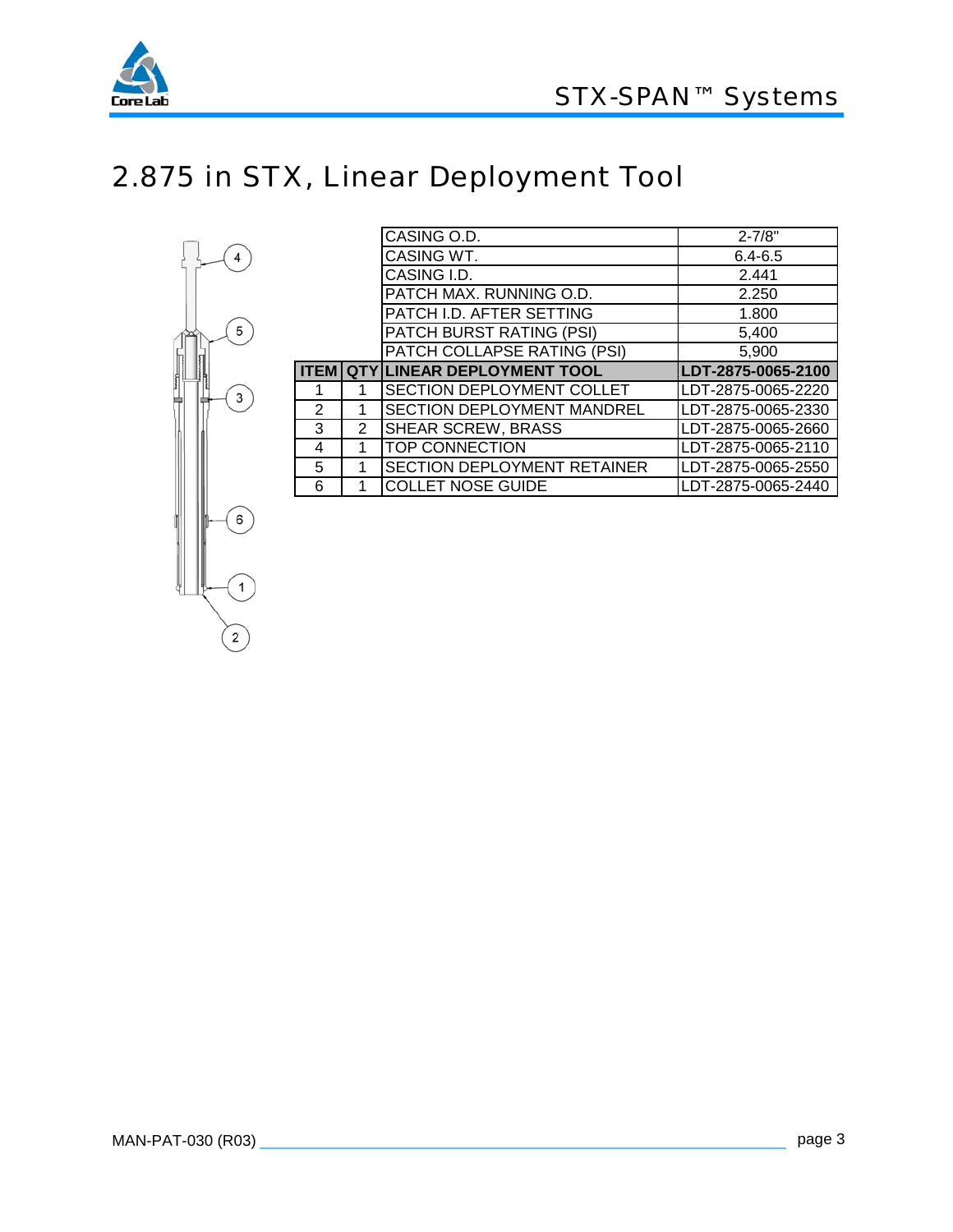# 2.875 in STX, Linear Deployment Tool

| | | CASING O.D. | 2-7/8" |
|---|---|---|---|
| | | CASING WT. | 6.4-6.5 |
| | | CASING I.D. | 2.441 |
| | | PATCH MAX. RUNNING O.D. | 2.250 |
| | | PATCH I.D. AFTER SETTING | 1.800 |
| | | PATCH BURST RATING (PSI) | 5,400 |
| | | PATCH COLLAPSE RATING (PSI) | 5,900 |
| **ITEM** | **QTY** | **LINEAR DEPLOYMENT TOOL** | **LDT-2875-0065-2100** |
| 1 | 1 | SECTION DEPLOYMENT COLLET | LDT-2875-0065-2220 |
| 2 | 1 | SECTION DEPLOYMENT MANDREL | LDT-2875-0065-2330 |
| 3 | 2 | SHEAR SCREW, BRASS | LDT-2875-0065-2660 |
| 4 | 1 | TOP CONNECTION | LDT-2875-0065-2110 |
| 5 | 1 | SECTION DEPLOYMENT RETAINER | LDT-2875-0065-2550 |
| 6 | 1 | COLLET NOSE GUIDE | LDT-2875-0065-2440 |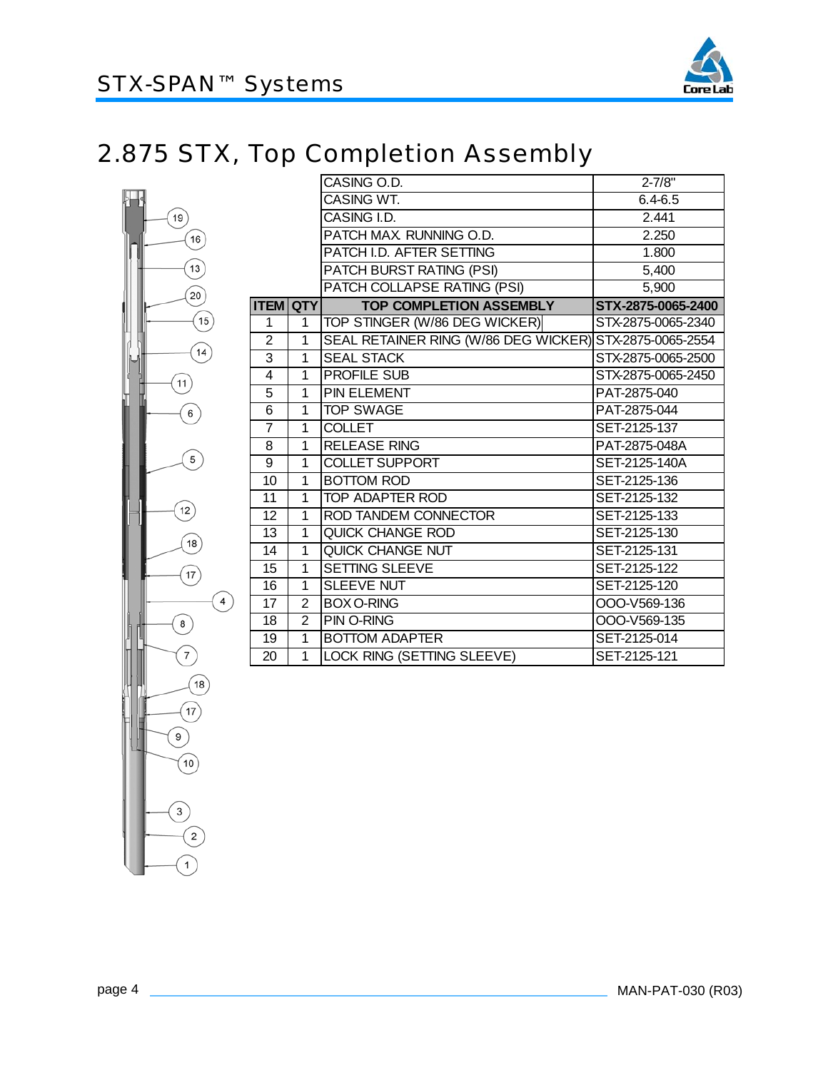# 2.875 STX, Top Completion Assembly

| | | | |
|---|---|---|---|
| | | CASING O.D. | 2-7/8" |
| | | CASING WT. | 6.4-6.5 |
| | | CASING I.D. | 2.441 |
| | | PATCH MAX. RUNNING O.D. | 2.250 |
| | | PATCH I.D. AFTER SETTING | 1.800 |
| | | PATCH BURST RATING (PSI) | 5,400 |
| | | PATCH COLLAPSE RATING (PSI) | 5,900 |
| **ITEM** | **QTY** | **TOP COMPLETION ASSEMBLY** | **STX-2875-0065-2400** |
| 1 | 1 | TOP STINGER (W/86 DEG WICKER) | STX-2875-0065-2340 |
| 2 | 1 | SEAL RETAINER RING (W/86 DEG WICKER) | STX-2875-0065-2554 |
| 3 | 1 | SEAL STACK | STX-2875-0065-2500 |
| 4 | 1 | PROFILE SUB | STX-2875-0065-2450 |
| 5 | 1 | PIN ELEMENT | PAT-2875-040 |
| 6 | 1 | TOP SWAGE | PAT-2875-044 |
| 7 | 1 | COLLET | SET-2125-137 |
| 8 | 1 | RELEASE RING | PAT-2875-048A |
| 9 | 1 | COLLET SUPPORT | SET-2125-140A |
| 10 | 1 | BOTTOM ROD | SET-2125-136 |
| 11 | 1 | TOP ADAPTER ROD | SET-2125-132 |
| 12 | 1 | ROD TANDEM CONNECTOR | SET-2125-133 |
| 13 | 1 | QUICK CHANGE ROD | SET-2125-130 |
| 14 | 1 | QUICK CHANGE NUT | SET-2125-131 |
| 15 | 1 | SETTING SLEEVE | SET-2125-122 |
| 16 | 1 | SLEEVE NUT | SET-2125-120 |
| 17 | 2 | BOX O-RING | OOO-V569-136 |
| 18 | 2 | PIN O-RING | OOO-V569-135 |
| 19 | 1 | BOTTOM ADAPTER | SET-2125-014 |
| 20 | 1 | LOCK RING (SETTING SLEEVE) | SET-2125-121 |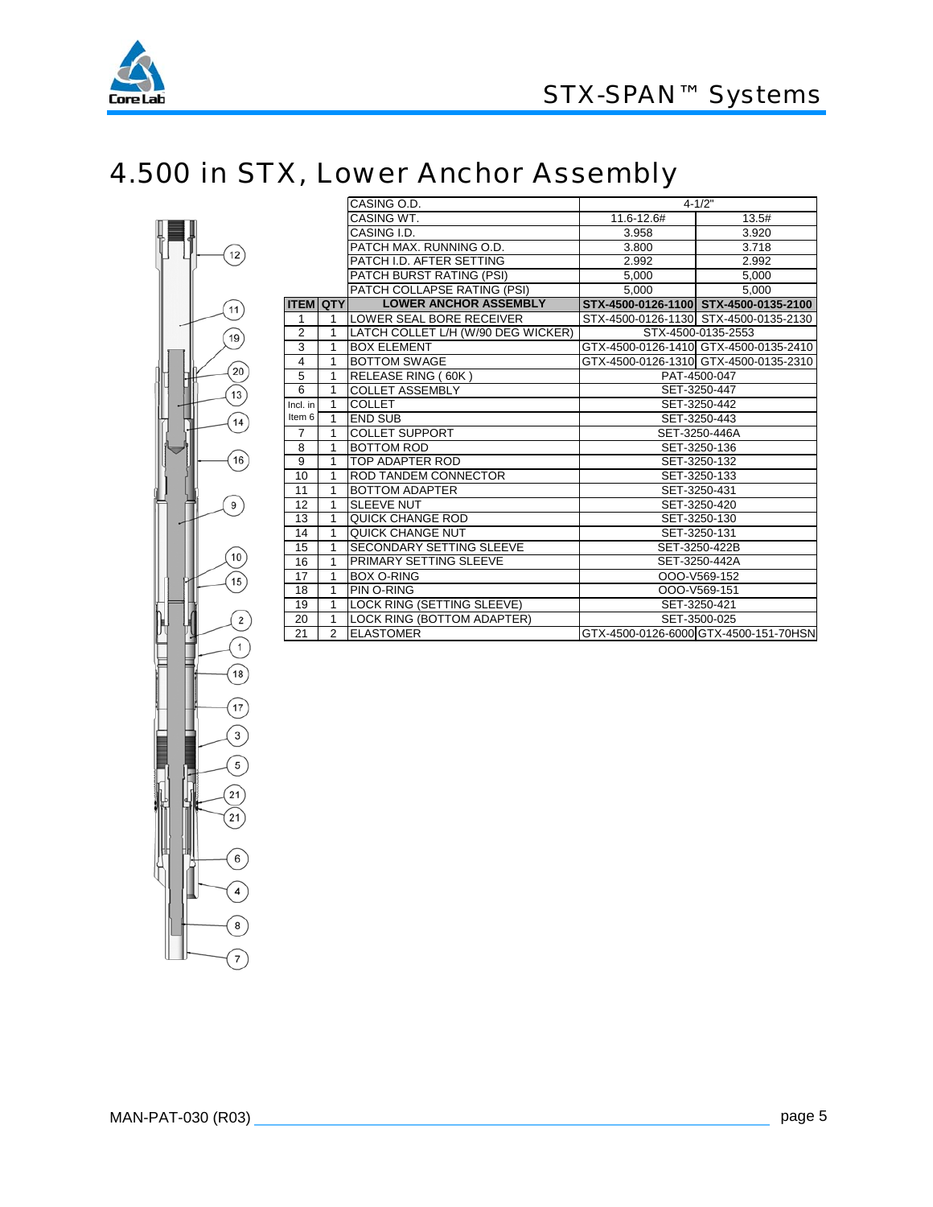// Continuing the transcription of this document: This page renders a title and an assembly table.
# 4.500 in STX, Lower Anchor Assembly

| ITEM | QTY | | | |
|---|---|---|---|---|
| | | CASING O.D. | 4-1/2" | |
| | | CASING WT. | 11.6-12.6# | 13.5# |
| | | CASING I.D. | 3.958 | 3.920 |
| | | PATCH MAX. RUNNING O.D. | 3.800 | 3.718 |
| | | PATCH I.D. AFTER SETTING | 2.992 | 2.992 |
| | | PATCH BURST RATING (PSI) | 5,000 | 5,000 |
| | | PATCH COLLAPSE RATING (PSI) | 5,000 | 5,000 |
| **ITEM** | **QTY** | **LOWER ANCHOR ASSEMBLY** | **STX-4500-0126-1100** | **STX-4500-0135-2100** |
| 1 | 1 | LOWER SEAL BORE RECEIVER | STX-4500-0126-1130 | STX-4500-0135-2130 |
| 2 | 1 | LATCH COLLET L/H (W/90 DEG WICKER) | STX-4500-0135-2553 | |
| 3 | 1 | BOX ELEMENT | GTX-4500-0126-1410 | GTX-4500-0135-2410 |
| 4 | 1 | BOTTOM SWAGE | GTX-4500-0126-1310 | GTX-4500-0135-2310 |
| 5 | 1 | RELEASE RING ( 60K ) | PAT-4500-047 | |
| 6 | 1 | COLLET ASSEMBLY | SET-3250-447 | |
| Incl. in Item 6 | 1 | COLLET | SET-3250-442 | |
| Incl. in Item 6 | 1 | END SUB | SET-3250-443 | |
| 7 | 1 | COLLET SUPPORT | SET-3250-446A | |
| 8 | 1 | BOTTOM ROD | SET-3250-136 | |
| 9 | 1 | TOP ADAPTER ROD | SET-3250-132 | |
| 10 | 1 | ROD TANDEM CONNECTOR | SET-3250-133 | |
| 11 | 1 | BOTTOM ADAPTER | SET-3250-431 | |
| 12 | 1 | SLEEVE NUT | SET-3250-420 | |
| 13 | 1 | QUICK CHANGE ROD | SET-3250-130 | |
| 14 | 1 | QUICK CHANGE NUT | SET-3250-131 | |
| 15 | 1 | SECONDARY SETTING SLEEVE | SET-3250-422B | |
| 16 | 1 | PRIMARY SETTING SLEEVE | SET-3250-442A | |
| 17 | 1 | BOX O-RING | OOO-V569-152 | |
| 18 | 1 | PIN O-RING | OOO-V569-151 | |
| 19 | 1 | LOCK RING (SETTING SLEEVE) | SET-3250-421 | |
| 20 | 1 | LOCK RING (BOTTOM ADAPTER) | SET-3500-025 | |
| 21 | 2 | ELASTOMER | GTX-4500-0126-6000 | GTX-4500-151-70HSN |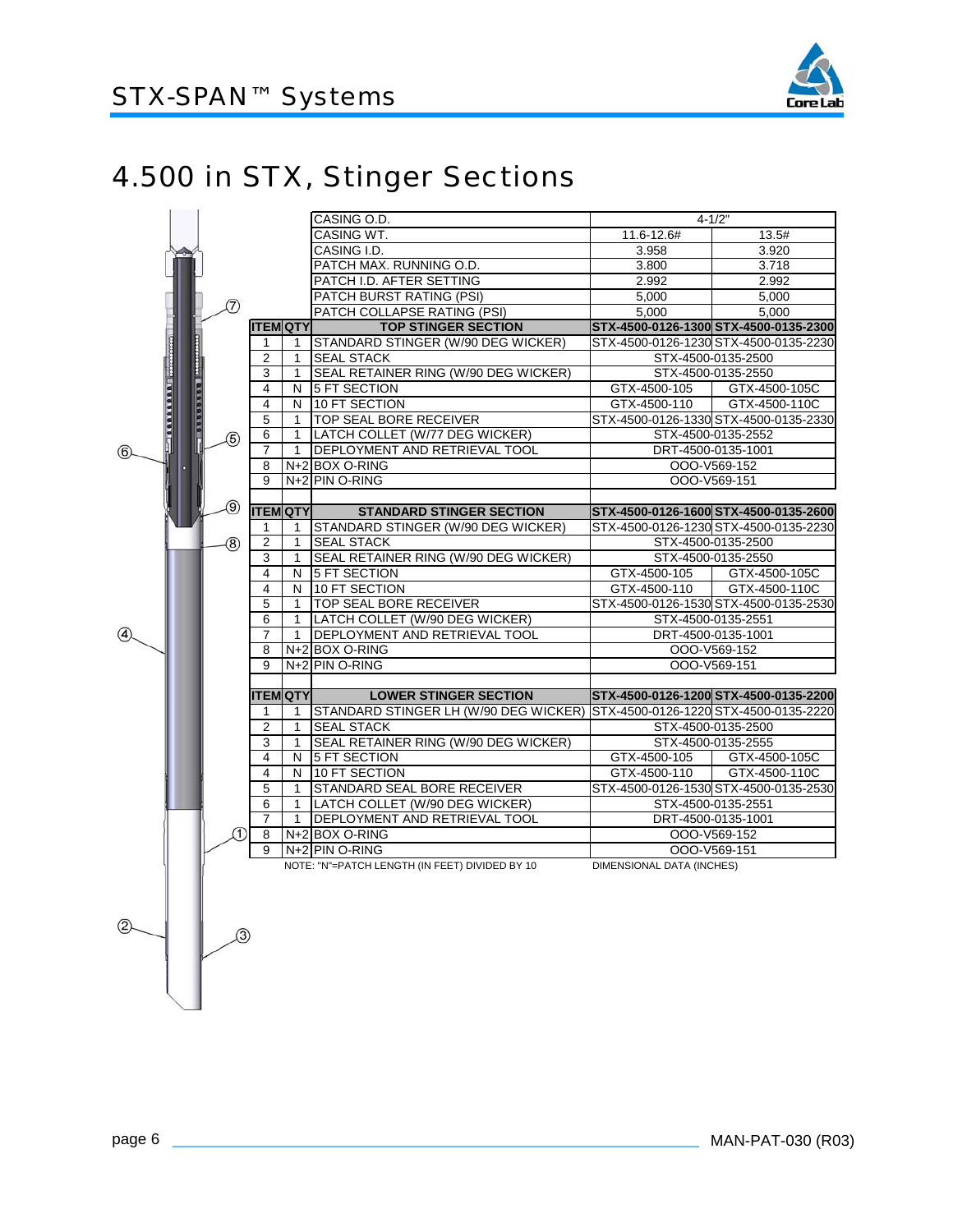# 4.500 in STX, Stinger Sections

| | | | | |
|---|---|---|---|---|
| | | CASING O.D. | 4-1/2" | |
| | | CASING WT. | 11.6-12.6# | 13.5# |
| | | CASING I.D. | 3.958 | 3.920 |
| | | PATCH MAX. RUNNING O.D. | 3.800 | 3.718 |
| | | PATCH I.D. AFTER SETTING | 2.992 | 2.992 |
| | | PATCH BURST RATING (PSI) | 5,000 | 5,000 |
| | | PATCH COLLAPSE RATING (PSI) | 5,000 | 5,000 |
| **ITEM** | **QTY** | **TOP STINGER SECTION** | **STX-4500-0126-1300** | **STX-4500-0135-2300** |
| 1 | 1 | STANDARD STINGER (W/90 DEG WICKER) | STX-4500-0126-1230 | STX-4500-0135-2230 |
| 2 | 1 | SEAL STACK | STX-4500-0135-2500 | |
| 3 | 1 | SEAL RETAINER RING (W/90 DEG WICKER) | STX-4500-0135-2550 | |
| 4 | N | 5 FT SECTION | GTX-4500-105 | GTX-4500-105C |
| 4 | N | 10 FT SECTION | GTX-4500-110 | GTX-4500-110C |
| 5 | 1 | TOP SEAL BORE RECEIVER | STX-4500-0126-1330 | STX-4500-0135-2330 |
| 6 | 1 | LATCH COLLET (W/77 DEG WICKER) | STX-4500-0135-2552 | |
| 7 | 1 | DEPLOYMENT AND RETRIEVAL TOOL | DRT-4500-0135-1001 | |
| 8 | N+2 | BOX O-RING | OOO-V569-152 | |
| 9 | N+2 | PIN O-RING | OOO-V569-151 | |
| | | | | |
| **ITEM** | **QTY** | **STANDARD STINGER SECTION** | **STX-4500-0126-1600** | **STX-4500-0135-2600** |
| 1 | 1 | STANDARD STINGER (W/90 DEG WICKER) | STX-4500-0126-1230 | STX-4500-0135-2230 |
| 2 | 1 | SEAL STACK | STX-4500-0135-2500 | |
| 3 | 1 | SEAL RETAINER RING (W/90 DEG WICKER) | STX-4500-0135-2550 | |
| 4 | N | 5 FT SECTION | GTX-4500-105 | GTX-4500-105C |
| 4 | N | 10 FT SECTION | GTX-4500-110 | GTX-4500-110C |
| 5 | 1 | TOP SEAL BORE RECEIVER | STX-4500-0126-1530 | STX-4500-0135-2530 |
| 6 | 1 | LATCH COLLET (W/90 DEG WICKER) | STX-4500-0135-2551 | |
| 7 | 1 | DEPLOYMENT AND RETRIEVAL TOOL | DRT-4500-0135-1001 | |
| 8 | N+2 | BOX O-RING | OOO-V569-152 | |
| 9 | N+2 | PIN O-RING | OOO-V569-151 | |
| | | | | |
| **ITEM** | **QTY** | **LOWER STINGER SECTION** | **STX-4500-0126-1200** | **STX-4500-0135-2200** |
| 1 | 1 | STANDARD STINGER LH (W/90 DEG WICKER) | STX-4500-0126-1220 | STX-4500-0135-2220 |
| 2 | 1 | SEAL STACK | STX-4500-0135-2500 | |
| 3 | 1 | SEAL RETAINER RING (W/90 DEG WICKER) | STX-4500-0135-2555 | |
| 4 | N | 5 FT SECTION | GTX-4500-105 | GTX-4500-105C |
| 4 | N | 10 FT SECTION | GTX-4500-110 | GTX-4500-110C |
| 5 | 1 | STANDARD SEAL BORE RECEIVER | STX-4500-0126-1530 | STX-4500-0135-2530 |
| 6 | 1 | LATCH COLLET (W/90 DEG WICKER) | STX-4500-0135-2551 | |
| 7 | 1 | DEPLOYMENT AND RETRIEVAL TOOL | DRT-4500-0135-1001 | |
| 8 | N+2 | BOX O-RING | OOO-V569-152 | |
| 9 | N+2 | PIN O-RING | OOO-V569-151 | |

NOTE: "N"=PATCH LENGTH (IN FEET) DIVIDED BY 10

DIMENSIONAL DATA (INCHES)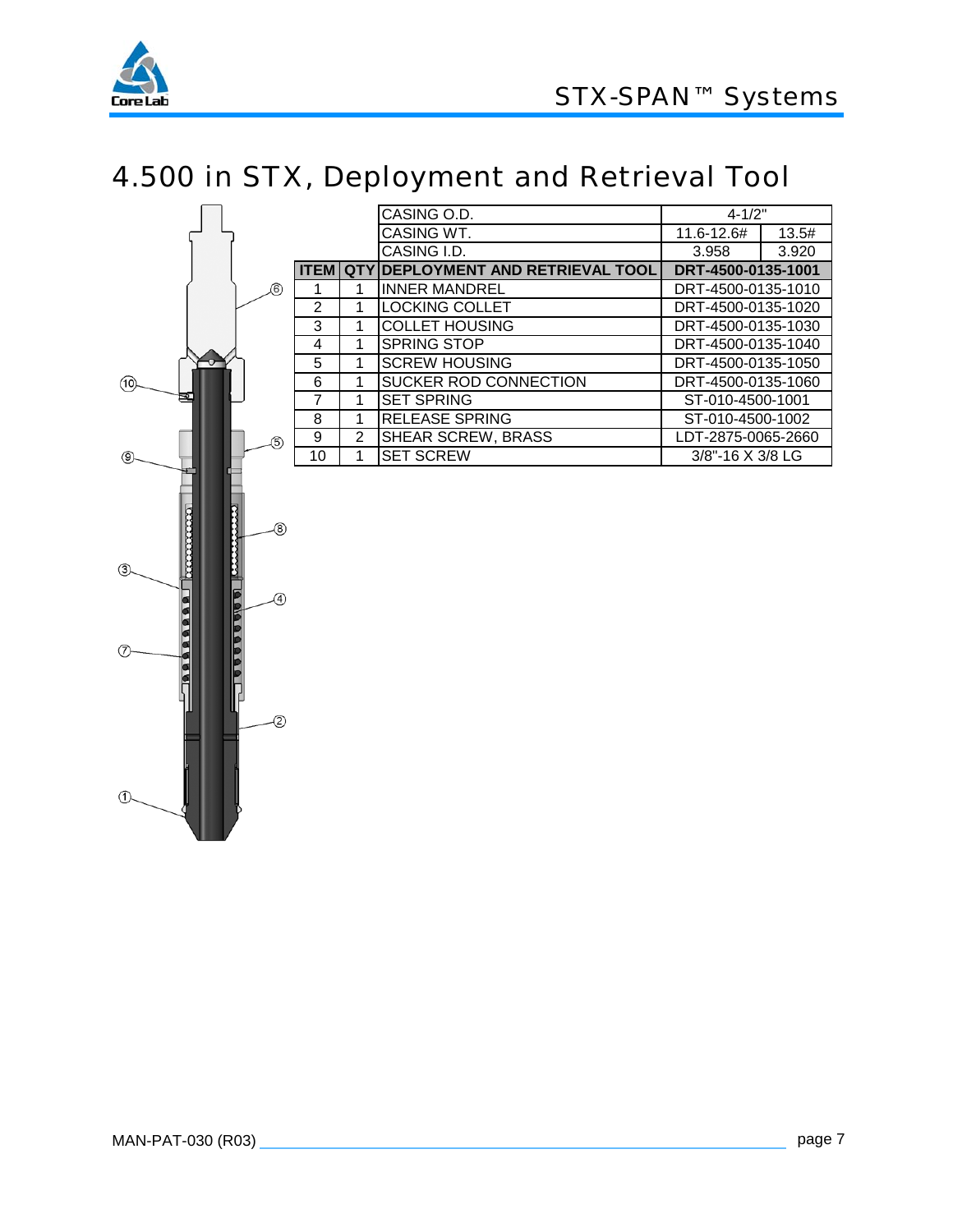# 4.500 in STX, Deployment and Retrieval Tool

| | | CASING O.D. | 4-1/2" | |
|---|---|---|---|---|
| | | CASING WT. | 11.6-12.6# | 13.5# |
| | | CASING I.D. | 3.958 | 3.920 |
| **ITEM** | **QTY** | **DEPLOYMENT AND RETRIEVAL TOOL** | **DRT-4500-0135-1001** | |
| 1 | 1 | INNER MANDREL | DRT-4500-0135-1010 | |
| 2 | 1 | LOCKING COLLET | DRT-4500-0135-1020 | |
| 3 | 1 | COLLET HOUSING | DRT-4500-0135-1030 | |
| 4 | 1 | SPRING STOP | DRT-4500-0135-1040 | |
| 5 | 1 | SCREW HOUSING | DRT-4500-0135-1050 | |
| 6 | 1 | SUCKER ROD CONNECTION | DRT-4500-0135-1060 | |
| 7 | 1 | SET SPRING | ST-010-4500-1001 | |
| 8 | 1 | RELEASE SPRING | ST-010-4500-1002 | |
| 9 | 2 | SHEAR SCREW, BRASS | LDT-2875-0065-2660 | |
| 10 | 1 | SET SCREW | 3/8"-16 X 3/8 LG | |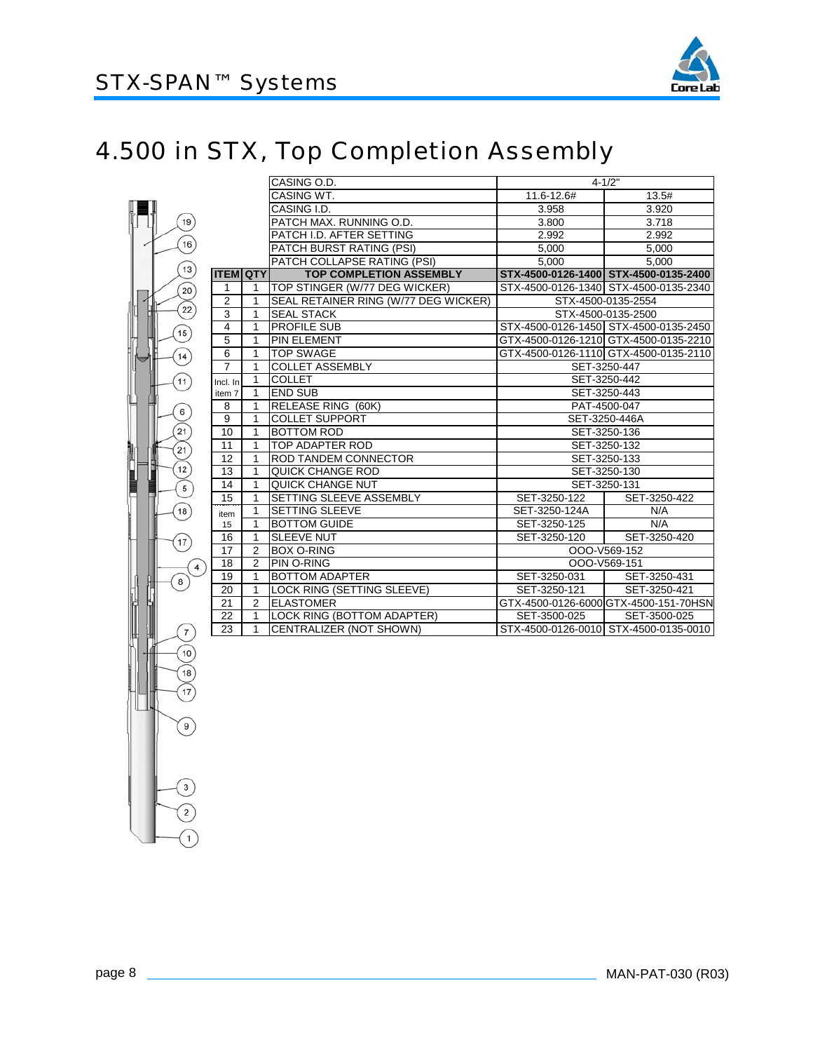# 4.500 in STX, Top Completion Assembly

| | | CASING O.D. | 4-1/2" | |
|---|---|---|---|---|
| | | CASING WT. | 11.6-12.6# | 13.5# |
| | | CASING I.D. | 3.958 | 3.920 |
| | | PATCH MAX. RUNNING O.D. | 3.800 | 3.718 |
| | | PATCH I.D. AFTER SETTING | 2.992 | 2.992 |
| | | PATCH BURST RATING (PSI) | 5,000 | 5,000 |
| | | PATCH COLLAPSE RATING (PSI) | 5,000 | 5,000 |
| **ITEM** | **QTY** | **TOP COMPLETION ASSEMBLY** | **STX-4500-0126-1400** | **STX-4500-0135-2400** |
| 1 | 1 | TOP STINGER (W/77 DEG WICKER) | STX-4500-0126-1340 | STX-4500-0135-2340 |
| 2 | 1 | SEAL RETAINER RING (W/77 DEG WICKER) | STX-4500-0135-2554 | |
| 3 | 1 | SEAL STACK | STX-4500-0135-2500 | |
| 4 | 1 | PROFILE SUB | STX-4500-0126-1450 | STX-4500-0135-2450 |
| 5 | 1 | PIN ELEMENT | GTX-4500-0126-1210 | GTX-4500-0135-2210 |
| 6 | 1 | TOP SWAGE | GTX-4500-0126-1110 | GTX-4500-0135-2110 |
| 7 | 1 | COLLET ASSEMBLY | SET-3250-447 | |
| Incl. In item 7 | 1 | COLLET | SET-3250-442 | |
| | 1 | END SUB | SET-3250-443 | |
| 8 | 1 | RELEASE RING (60K) | PAT-4500-047 | |
| 9 | 1 | COLLET SUPPORT | SET-3250-446A | |
| 10 | 1 | BOTTOM ROD | SET-3250-136 | |
| 11 | 1 | TOP ADAPTER ROD | SET-3250-132 | |
| 12 | 1 | ROD TANDEM CONNECTOR | SET-3250-133 | |
| 13 | 1 | QUICK CHANGE ROD | SET-3250-130 | |
| 14 | 1 | QUICK CHANGE NUT | SET-3250-131 | |
| 15 | 1 | SETTING SLEEVE ASSEMBLY | SET-3250-122 | SET-3250-422 |
| item 15 | 1 | SETTING SLEEVE | SET-3250-124A | N/A |
| | 1 | BOTTOM GUIDE | SET-3250-125 | N/A |
| 16 | 1 | SLEEVE NUT | SET-3250-120 | SET-3250-420 |
| 17 | 2 | BOX O-RING | OOO-V569-152 | |
| 18 | 2 | PIN O-RING | OOO-V569-151 | |
| 19 | 1 | BOTTOM ADAPTER | SET-3250-031 | SET-3250-431 |
| 20 | 1 | LOCK RING (SETTING SLEEVE) | SET-3250-121 | SET-3250-421 |
| 21 | 2 | ELASTOMER | GTX-4500-0126-6000 | GTX-4500-151-70HSN |
| 22 | 1 | LOCK RING (BOTTOM ADAPTER) | SET-3500-025 | SET-3500-025 |
| 23 | 1 | CENTRALIZER (NOT SHOWN) | STX-4500-0126-0010 | STX-4500-0135-0010 |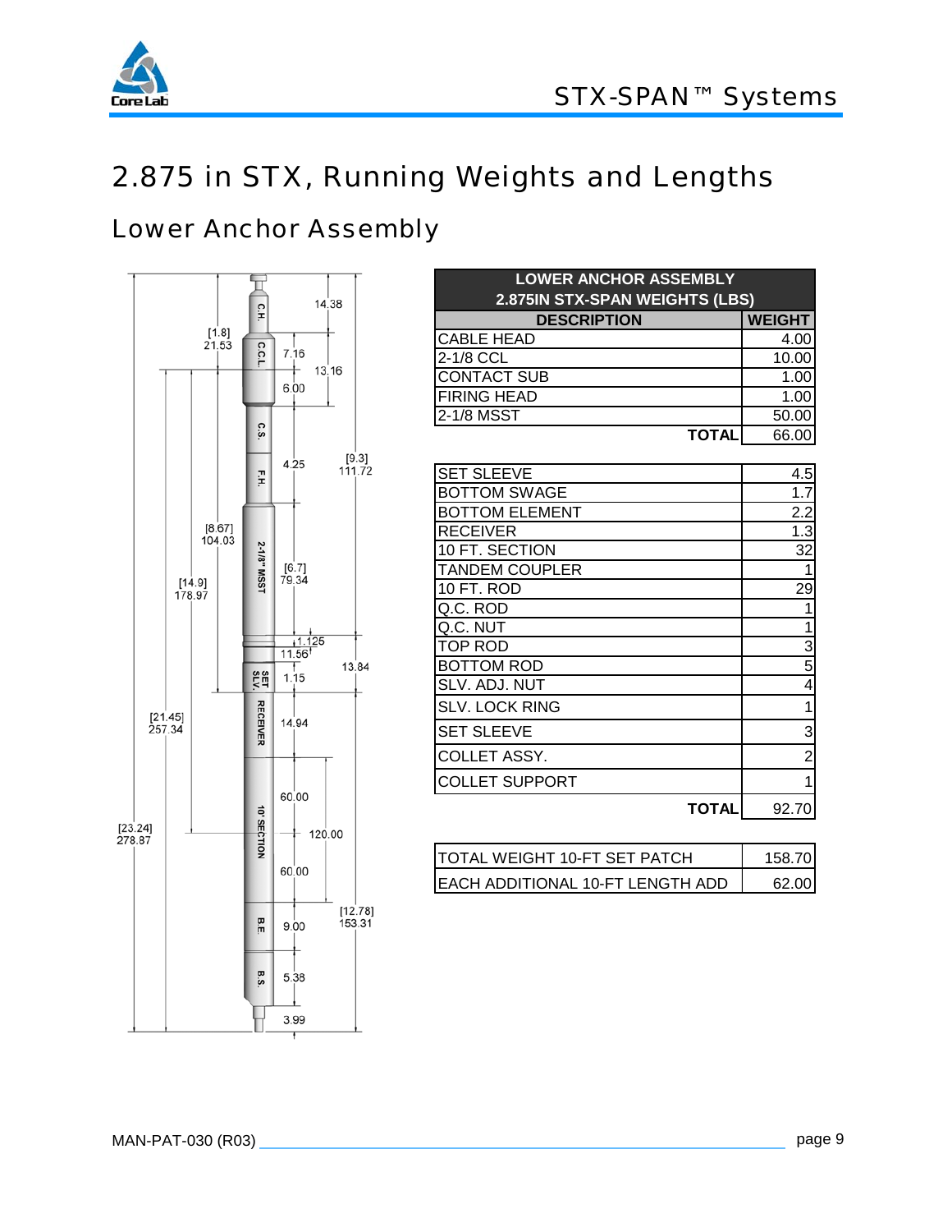# 2.875 in STX, Running Weights and Lengths

## Lower Anchor Assembly

C.H.
C.C.L.
C.S.
F.H.
2-1/8" MSST
SET SLV.
RECEIVER
10' SECTION
B.E.
B.S.

14.38
[1.8] 21.53
7.16
13.16
6.00
4.25
[9.3] 111.72
[8.67] 104.03
[6.7] 79.34
[14.9] 178.97
1.125
11.56
13.84
1.15
[21.45] 257.34
14.94
60.00
120.00
[23.24] 278.87
60.00
[12.78] 153.31
9.00
5.38
3.99

| LOWER ANCHOR ASSEMBLY 2.875IN STX-SPAN WEIGHTS (LBS) | |
|---|---|
| **DESCRIPTION** | **WEIGHT** |
| CABLE HEAD | 4.00 |
| 2-1/8 CCL | 10.00 |
| CONTACT SUB | 1.00 |
| FIRING HEAD | 1.00 |
| 2-1/8 MSST | 50.00 |
| **TOTAL** | 66.00 |

| | |
|---|---|
| SET SLEEVE | 4.5 |
| BOTTOM SWAGE | 1.7 |
| BOTTOM ELEMENT | 2.2 |
| RECEIVER | 1.3 |
| 10 FT. SECTION | 32 |
| TANDEM COUPLER | 1 |
| 10 FT. ROD | 29 |
| Q.C. ROD | 1 |
| Q.C. NUT | 1 |
| TOP ROD | 3 |
| BOTTOM ROD | 5 |
| SLV. ADJ. NUT | 4 |
| SLV. LOCK RING | 1 |
| SET SLEEVE | 3 |
| COLLET ASSY. | 2 |
| COLLET SUPPORT | 1 |
| **TOTAL** | 92.70 |

| | |
|---|---|
| TOTAL WEIGHT 10-FT SET PATCH | 158.70 |
| EACH ADDITIONAL 10-FT LENGTH ADD | 62.00 |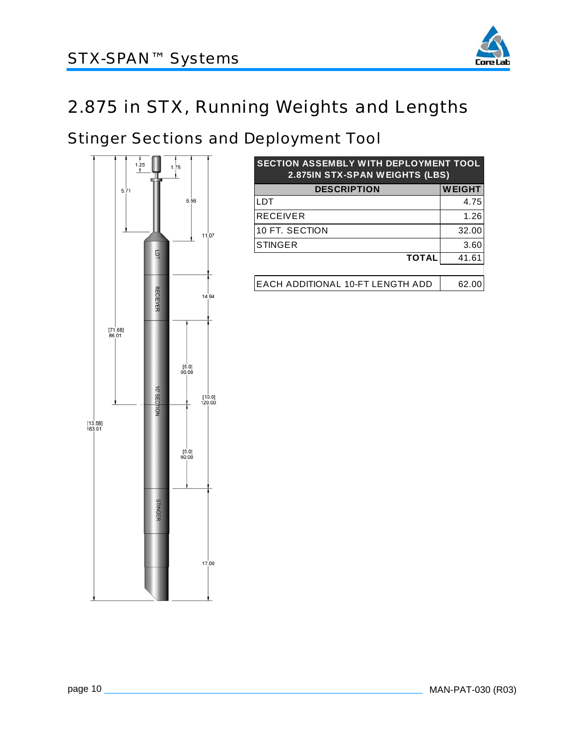# 2.875 in STX, Running Weights and Lengths

## Stinger Sections and Deployment Tool

1.25

1.75

5.71

6.56

11.07

LDT

RECEIVER

14.94

[71.68]
86.01

[5.0]
60.00

10' SECTION

[10.0]
120.00

[13.58]
163.01

[5.0]
60.00

STINGER

17.00

| SECTION ASSEMBLY WITH DEPLOYMENT TOOL 2.875IN STX-SPAN WEIGHTS (LBS) | |
|---|---|
| **DESCRIPTION** | **WEIGHT** |
| LDT | 4.75 |
| RECEIVER | 1.26 |
| 10 FT. SECTION | 32.00 |
| STINGER | 3.60 |
| **TOTAL** | 41.61 |

| | |
|---|---|
| EACH ADDITIONAL 10-FT LENGTH ADD | 62.00 |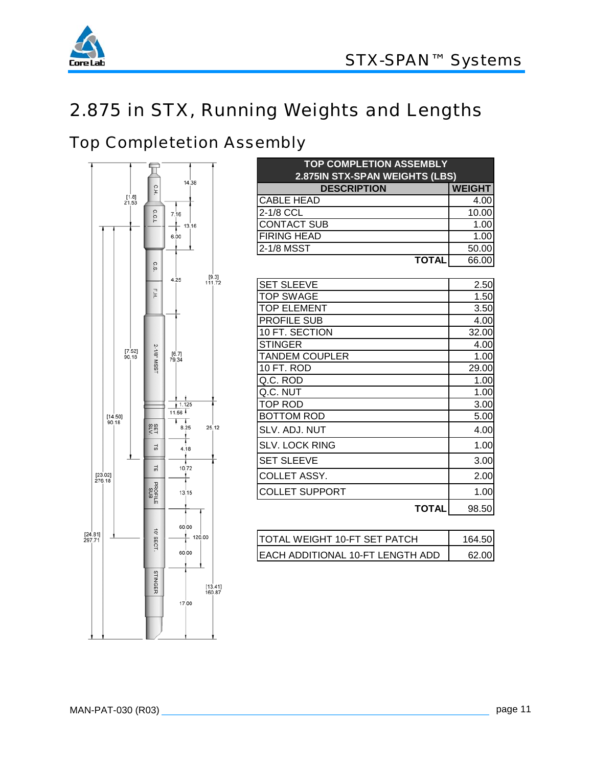# 2.875 in STX, Running Weights and Lengths

## Top Completetion Assembly

| TOP COMPLETION ASSEMBLY 2.875IN STX-SPAN WEIGHTS (LBS) | |
|---|---|
| **DESCRIPTION** | **WEIGHT** |
| CABLE HEAD | 4.00 |
| 2-1/8 CCL | 10.00 |
| CONTACT SUB | 1.00 |
| FIRING HEAD | 1.00 |
| 2-1/8 MSST | 50.00 |
| **TOTAL** | 66.00 |

| | |
|---|---|
| SET SLEEVE | 2.50 |
| TOP SWAGE | 1.50 |
| TOP ELEMENT | 3.50 |
| PROFILE SUB | 4.00 |
| 10 FT. SECTION | 32.00 |
| STINGER | 4.00 |
| TANDEM COUPLER | 1.00 |
| 10 FT. ROD | 29.00 |
| Q.C. ROD | 1.00 |
| Q.C. NUT | 1.00 |
| TOP ROD | 3.00 |
| BOTTOM ROD | 5.00 |
| SLV. ADJ. NUT | 4.00 |
| SLV. LOCK RING | 1.00 |
| SET SLEEVE | 3.00 |
| COLLET ASSY. | 2.00 |
| COLLET SUPPORT | 1.00 |
| **TOTAL** | 98.50 |

| | |
|---|---|
| TOTAL WEIGHT 10-FT SET PATCH | 164.50 |
| EACH ADDITIONAL 10-FT LENGTH ADD | 62.00 |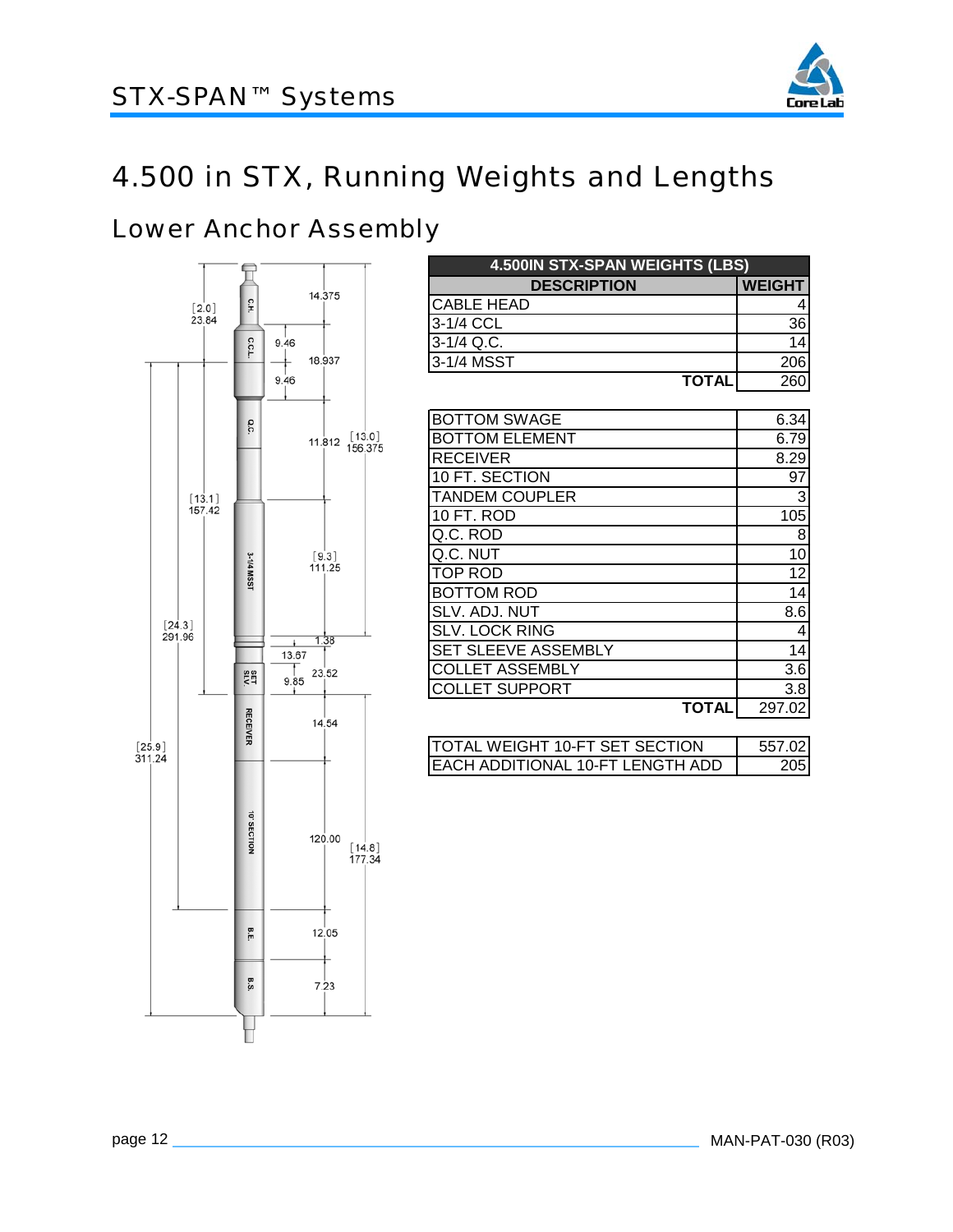# 4.500 in STX, Running Weights and Lengths

## Lower Anchor Assembly

| 4.500IN STX-SPAN WEIGHTS (LBS) | |
|---|---|
| **DESCRIPTION** | **WEIGHT** |
| CABLE HEAD | 4 |
| 3-1/4 CCL | 36 |
| 3-1/4 Q.C. | 14 |
| 3-1/4 MSST | 206 |
| **TOTAL** | 260 |

| | |
|---|---|
| BOTTOM SWAGE | 6.34 |
| BOTTOM ELEMENT | 6.79 |
| RECEIVER | 8.29 |
| 10 FT. SECTION | 97 |
| TANDEM COUPLER | 3 |
| 10 FT. ROD | 105 |
| Q.C. ROD | 8 |
| Q.C. NUT | 10 |
| TOP ROD | 12 |
| BOTTOM ROD | 14 |
| SLV. ADJ. NUT | 8.6 |
| SLV. LOCK RING | 4 |
| SET SLEEVE ASSEMBLY | 14 |
| COLLET ASSEMBLY | 3.6 |
| COLLET SUPPORT | 3.8 |
| **TOTAL** | 297.02 |

| | |
|---|---|
| TOTAL WEIGHT 10-FT SET SECTION | 557.02 |
| EACH ADDITIONAL 10-FT LENGTH ADD | 205 |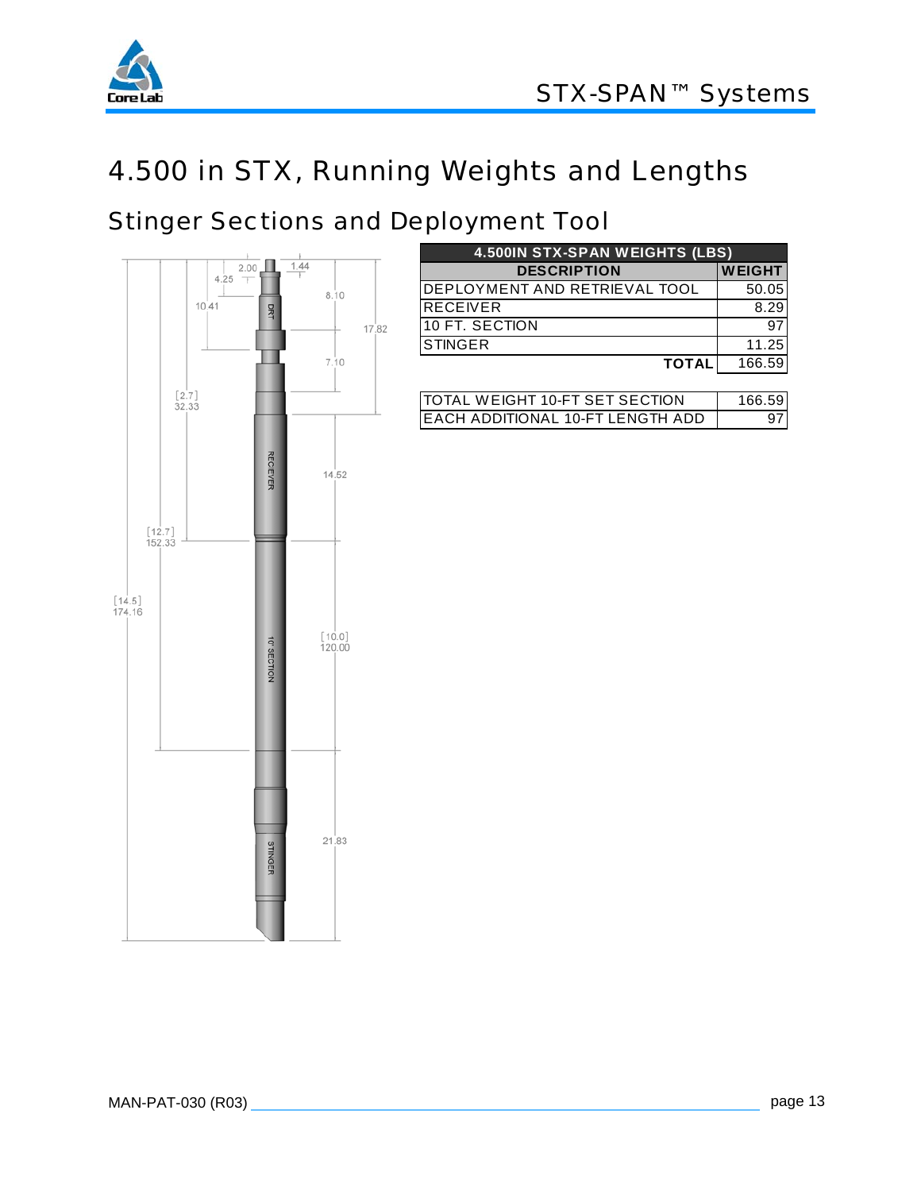# 4.500 in STX, Running Weights and Lengths

## Stinger Sections and Deployment Tool

| 4.500IN STX-SPAN WEIGHTS (LBS) | |
|---|---|
| **DESCRIPTION** | **WEIGHT** |
| DEPLOYMENT AND RETRIEVAL TOOL | 50.05 |
| RECEIVER | 8.29 |
| 10 FT. SECTION | 97 |
| STINGER | 11.25 |
| **TOTAL** | 166.59 |

| | |
|---|---|
| TOTAL WEIGHT 10-FT SET SECTION | 166.59 |
| EACH ADDITIONAL 10-FT LENGTH ADD | 97 |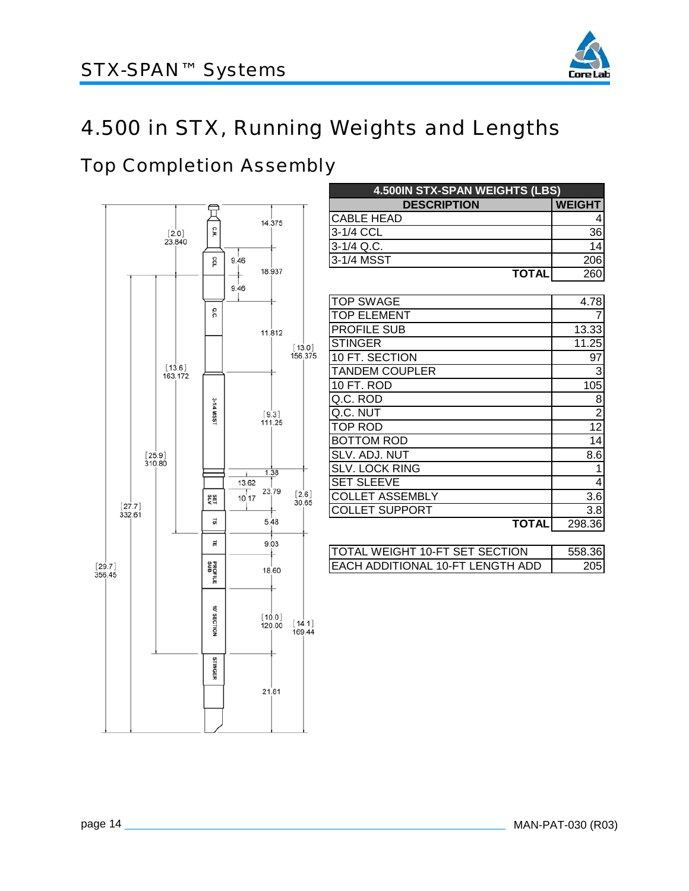# 4.500 in STX, Running Weights and Lengths

## Top Completion Assembly

| 4.500IN STX-SPAN WEIGHTS (LBS) | |
|---|---|
| **DESCRIPTION** | **WEIGHT** |
| CABLE HEAD | 4 |
| 3-1/4 CCL | 36 |
| 3-1/4 Q.C. | 14 |
| 3-1/4 MSST | 206 |
| **TOTAL** | 260 |

| DESCRIPTION | WEIGHT |
|---|---|
| TOP SWAGE | 4.78 |
| TOP ELEMENT | 7 |
| PROFILE SUB | 13.33 |
| STINGER | 11.25 |
| 10 FT. SECTION | 97 |
| TANDEM COUPLER | 3 |
| 10 FT. ROD | 105 |
| Q.C. ROD | 8 |
| Q.C. NUT | 2 |
| TOP ROD | 12 |
| BOTTOM ROD | 14 |
| SLV. ADJ. NUT | 8.6 |
| SLV. LOCK RING | 1 |
| SET SLEEVE | 4 |
| COLLET ASSEMBLY | 3.6 |
| COLLET SUPPORT | 3.8 |
| **TOTAL** | 298.36 |

| DESCRIPTION | WEIGHT |
|---|---|
| TOTAL WEIGHT 10-FT SET SECTION | 558.36 |
| EACH ADDITIONAL 10-FT LENGTH ADD | 205 |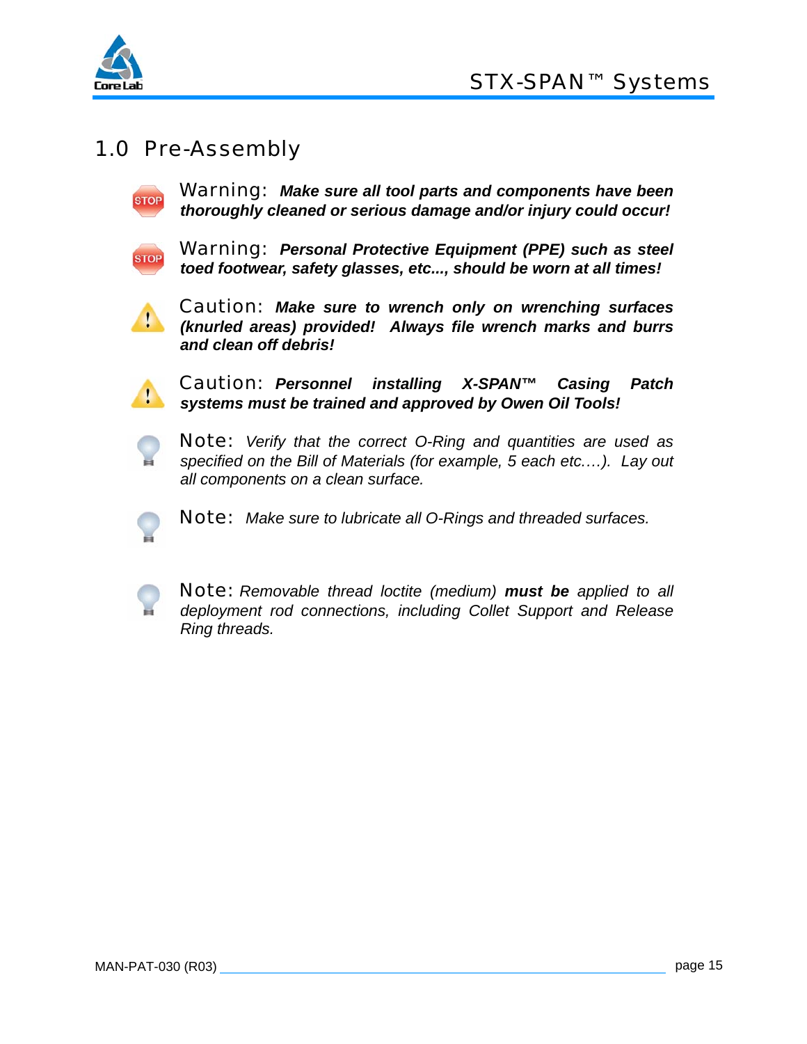# 1.0 Pre-Assembly

Warning: ***Make sure all tool parts and components have been thoroughly cleaned or serious damage and/or injury could occur!***

Warning: ***Personal Protective Equipment (PPE) such as steel toed footwear, safety glasses, etc..., should be worn at all times!***

Caution: ***Make sure to wrench only on wrenching surfaces (knurled areas) provided! Always file wrench marks and burrs and clean off debris!***

Caution: ***Personnel installing X-SPAN™ Casing Patch systems must be trained and approved by Owen Oil Tools!***

Note: *Verify that the correct O-Ring and quantities are used as specified on the Bill of Materials (for example, 5 each etc.…). Lay out all components on a clean surface.*

Note: *Make sure to lubricate all O-Rings and threaded surfaces.*

Note: *Removable thread loctite (medium)* ***must be*** *applied to all deployment rod connections, including Collet Support and Release Ring threads.*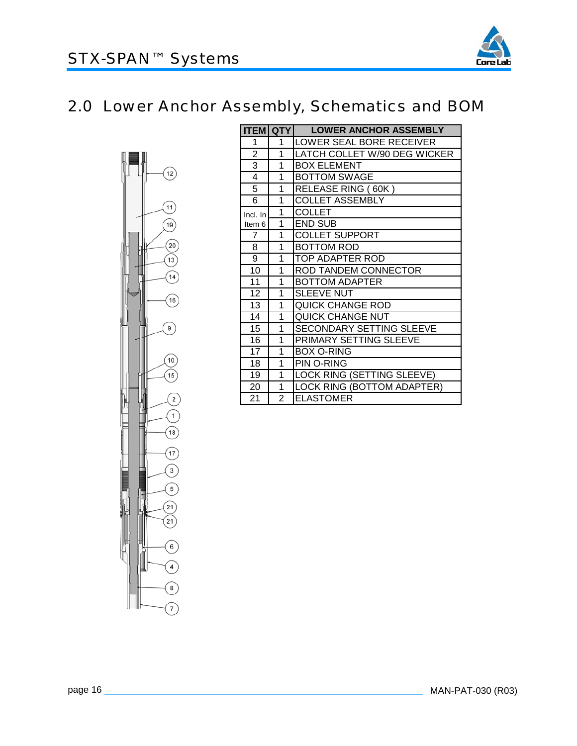## 2.0 Lower Anchor Assembly, Schematics and BOM

| ITEM | QTY | LOWER ANCHOR ASSEMBLY |
|---|---|---|
| 1 | 1 | LOWER SEAL BORE RECEIVER |
| 2 | 1 | LATCH COLLET W/90 DEG WICKER |
| 3 | 1 | BOX ELEMENT |
| 4 | 1 | BOTTOM SWAGE |
| 5 | 1 | RELEASE RING ( 60K ) |
| 6 | 1 | COLLET ASSEMBLY |
| Incl. In Item 6 | 1 | COLLET |
| | 1 | END SUB |
| 7 | 1 | COLLET SUPPORT |
| 8 | 1 | BOTTOM ROD |
| 9 | 1 | TOP ADAPTER ROD |
| 10 | 1 | ROD TANDEM CONNECTOR |
| 11 | 1 | BOTTOM ADAPTER |
| 12 | 1 | SLEEVE NUT |
| 13 | 1 | QUICK CHANGE ROD |
| 14 | 1 | QUICK CHANGE NUT |
| 15 | 1 | SECONDARY SETTING SLEEVE |
| 16 | 1 | PRIMARY SETTING SLEEVE |
| 17 | 1 | BOX O-RING |
| 18 | 1 | PIN O-RING |
| 19 | 1 | LOCK RING (SETTING SLEEVE) |
| 20 | 1 | LOCK RING (BOTTOM ADAPTER) |
| 21 | 2 | ELASTOMER |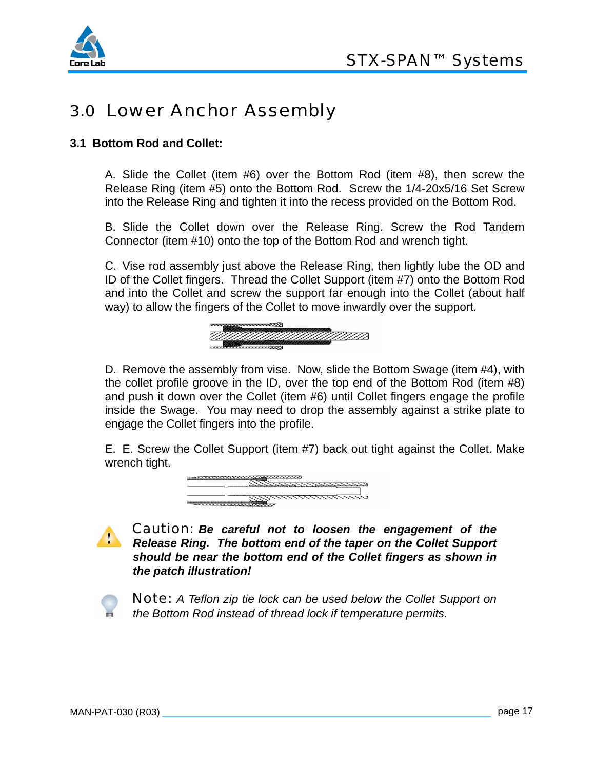# 3.0 Lower Anchor Assembly

### 3.1 Bottom Rod and Collet:

A. Slide the Collet (item #6) over the Bottom Rod (item #8), then screw the Release Ring (item #5) onto the Bottom Rod. Screw the 1/4-20x5/16 Set Screw into the Release Ring and tighten it into the recess provided on the Bottom Rod.

B. Slide the Collet down over the Release Ring. Screw the Rod Tandem Connector (item #10) onto the top of the Bottom Rod and wrench tight.

C. Vise rod assembly just above the Release Ring, then lightly lube the OD and ID of the Collet fingers. Thread the Collet Support (item #7) onto the Bottom Rod and into the Collet and screw the support far enough into the Collet (about half way) to allow the fingers of the Collet to move inwardly over the support.

D. Remove the assembly from vise. Now, slide the Bottom Swage (item #4), with the collet profile groove in the ID, over the top end of the Bottom Rod (item #8) and push it down over the Collet (item #6) until Collet fingers engage the profile inside the Swage. You may need to drop the assembly against a strike plate to engage the Collet fingers into the profile.

E. E. Screw the Collet Support (item #7) back out tight against the Collet. Make wrench tight.

Caution: ***Be careful not to loosen the engagement of the Release Ring. The bottom end of the taper on the Collet Support should be near the bottom end of the Collet fingers as shown in the patch illustration!***

Note: *A Teflon zip tie lock can be used below the Collet Support on the Bottom Rod instead of thread lock if temperature permits.*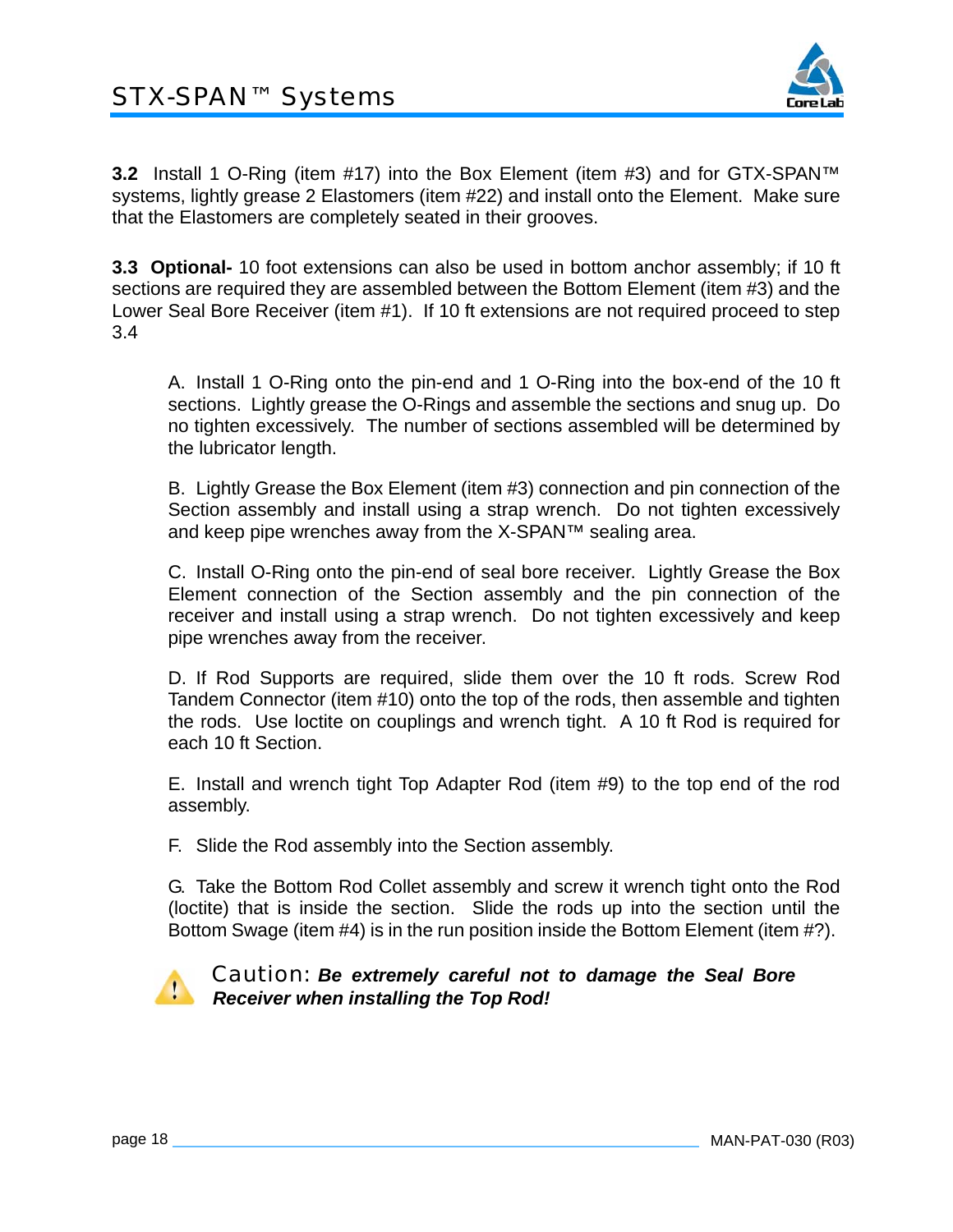**3.2** Install 1 O-Ring (item #17) into the Box Element (item #3) and for GTX-SPAN™ systems, lightly grease 2 Elastomers (item #22) and install onto the Element. Make sure that the Elastomers are completely seated in their grooves.

**3.3 Optional-** 10 foot extensions can also be used in bottom anchor assembly; if 10 ft sections are required they are assembled between the Bottom Element (item #3) and the Lower Seal Bore Receiver (item #1). If 10 ft extensions are not required proceed to step 3.4

A. Install 1 O-Ring onto the pin-end and 1 O-Ring into the box-end of the 10 ft sections. Lightly grease the O-Rings and assemble the sections and snug up. Do no tighten excessively. The number of sections assembled will be determined by the lubricator length.

B. Lightly Grease the Box Element (item #3) connection and pin connection of the Section assembly and install using a strap wrench. Do not tighten excessively and keep pipe wrenches away from the X-SPAN™ sealing area.

C. Install O-Ring onto the pin-end of seal bore receiver. Lightly Grease the Box Element connection of the Section assembly and the pin connection of the receiver and install using a strap wrench. Do not tighten excessively and keep pipe wrenches away from the receiver.

D. If Rod Supports are required, slide them over the 10 ft rods. Screw Rod Tandem Connector (item #10) onto the top of the rods, then assemble and tighten the rods. Use loctite on couplings and wrench tight. A 10 ft Rod is required for each 10 ft Section.

E. Install and wrench tight Top Adapter Rod (item #9) to the top end of the rod assembly.

F. Slide the Rod assembly into the Section assembly.

G. Take the Bottom Rod Collet assembly and screw it wrench tight onto the Rod (loctite) that is inside the section. Slide the rods up into the section until the Bottom Swage (item #4) is in the run position inside the Bottom Element (item #?).

Caution: ***Be extremely careful not to damage the Seal Bore Receiver when installing the Top Rod!***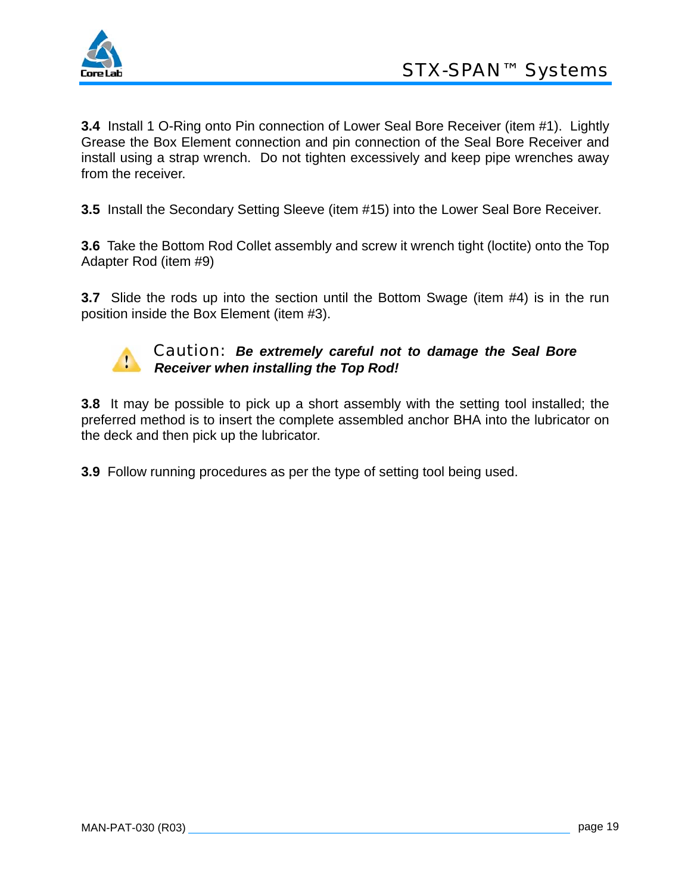**3.4** Install 1 O-Ring onto Pin connection of Lower Seal Bore Receiver (item #1). Lightly Grease the Box Element connection and pin connection of the Seal Bore Receiver and install using a strap wrench. Do not tighten excessively and keep pipe wrenches away from the receiver.

**3.5** Install the Secondary Setting Sleeve (item #15) into the Lower Seal Bore Receiver.

**3.6** Take the Bottom Rod Collet assembly and screw it wrench tight (loctite) onto the Top Adapter Rod (item #9)

**3.7** Slide the rods up into the section until the Bottom Swage (item #4) is in the run position inside the Box Element (item #3).

Caution: ***Be extremely careful not to damage the Seal Bore Receiver when installing the Top Rod!***

**3.8** It may be possible to pick up a short assembly with the setting tool installed; the preferred method is to insert the complete assembled anchor BHA into the lubricator on the deck and then pick up the lubricator.

**3.9** Follow running procedures as per the type of setting tool being used.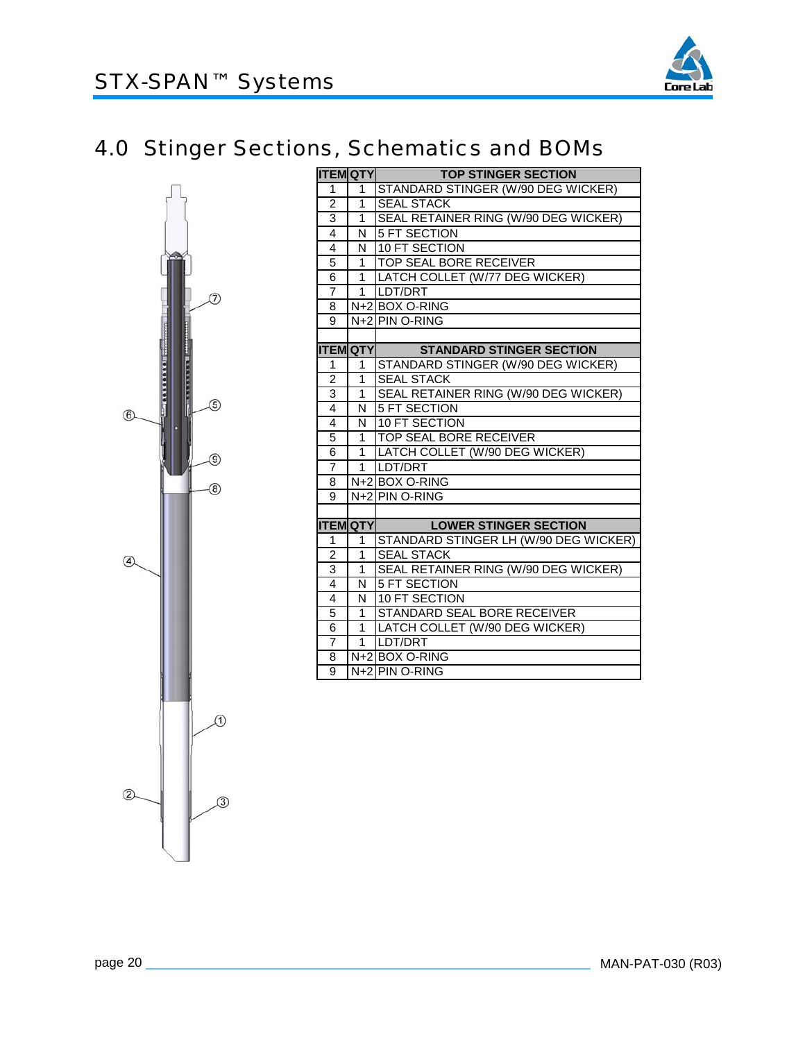# 4.0 Stinger Sections, Schematics and BOMs

| ITEM | QTY | TOP STINGER SECTION |
|---|---|---|
| 1 | 1 | STANDARD STINGER (W/90 DEG WICKER) |
| 2 | 1 | SEAL STACK |
| 3 | 1 | SEAL RETAINER RING (W/90 DEG WICKER) |
| 4 | N | 5 FT SECTION |
| 4 | N | 10 FT SECTION |
| 5 | 1 | TOP SEAL BORE RECEIVER |
| 6 | 1 | LATCH COLLET (W/77 DEG WICKER) |
| 7 | 1 | LDT/DRT |
| 8 | N+2 | BOX O-RING |
| 9 | N+2 | PIN O-RING |

| ITEM | QTY | STANDARD STINGER SECTION |
|---|---|---|
| 1 | 1 | STANDARD STINGER (W/90 DEG WICKER) |
| 2 | 1 | SEAL STACK |
| 3 | 1 | SEAL RETAINER RING (W/90 DEG WICKER) |
| 4 | N | 5 FT SECTION |
| 4 | N | 10 FT SECTION |
| 5 | 1 | TOP SEAL BORE RECEIVER |
| 6 | 1 | LATCH COLLET (W/90 DEG WICKER) |
| 7 | 1 | LDT/DRT |
| 8 | N+2 | BOX O-RING |
| 9 | N+2 | PIN O-RING |

| ITEM | QTY | LOWER STINGER SECTION |
|---|---|---|
| 1 | 1 | STANDARD STINGER LH (W/90 DEG WICKER) |
| 2 | 1 | SEAL STACK |
| 3 | 1 | SEAL RETAINER RING (W/90 DEG WICKER) |
| 4 | N | 5 FT SECTION |
| 4 | N | 10 FT SECTION |
| 5 | 1 | STANDARD SEAL BORE RECEIVER |
| 6 | 1 | LATCH COLLET (W/90 DEG WICKER) |
| 7 | 1 | LDT/DRT |
| 8 | N+2 | BOX O-RING |
| 9 | N+2 | PIN O-RING |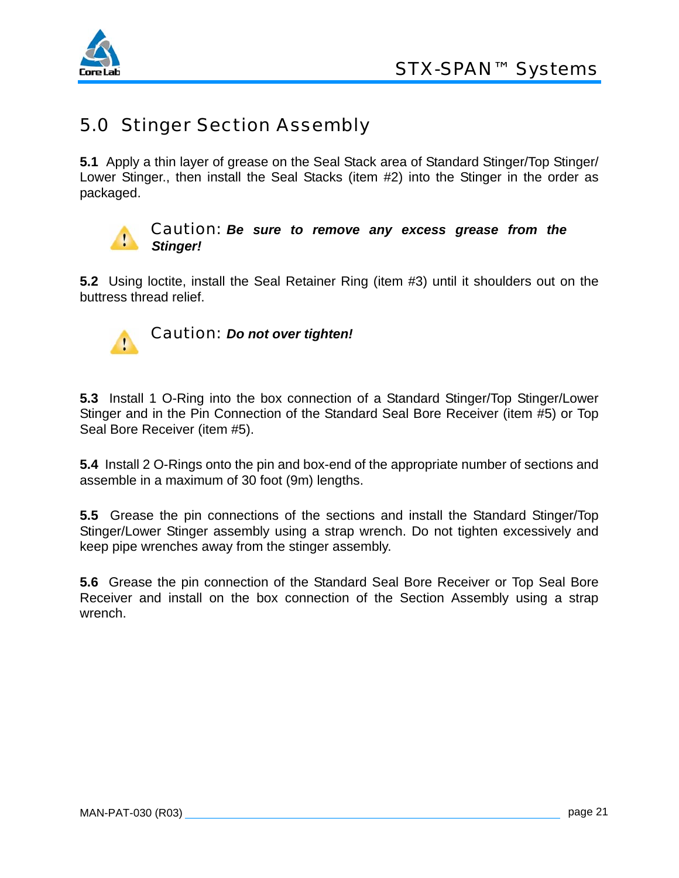# 5.0 Stinger Section Assembly

**5.1** Apply a thin layer of grease on the Seal Stack area of Standard Stinger/Top Stinger/ Lower Stinger., then install the Seal Stacks (item #2) into the Stinger in the order as packaged.

> Caution: ***Be sure to remove any excess grease from the Stinger!***

**5.2** Using loctite, install the Seal Retainer Ring (item #3) until it shoulders out on the buttress thread relief.

> Caution: ***Do not over tighten!***

**5.3** Install 1 O-Ring into the box connection of a Standard Stinger/Top Stinger/Lower Stinger and in the Pin Connection of the Standard Seal Bore Receiver (item #5) or Top Seal Bore Receiver (item #5).

**5.4** Install 2 O-Rings onto the pin and box-end of the appropriate number of sections and assemble in a maximum of 30 foot (9m) lengths.

**5.5** Grease the pin connections of the sections and install the Standard Stinger/Top Stinger/Lower Stinger assembly using a strap wrench. Do not tighten excessively and keep pipe wrenches away from the stinger assembly.

**5.6** Grease the pin connection of the Standard Seal Bore Receiver or Top Seal Bore Receiver and install on the box connection of the Section Assembly using a strap wrench.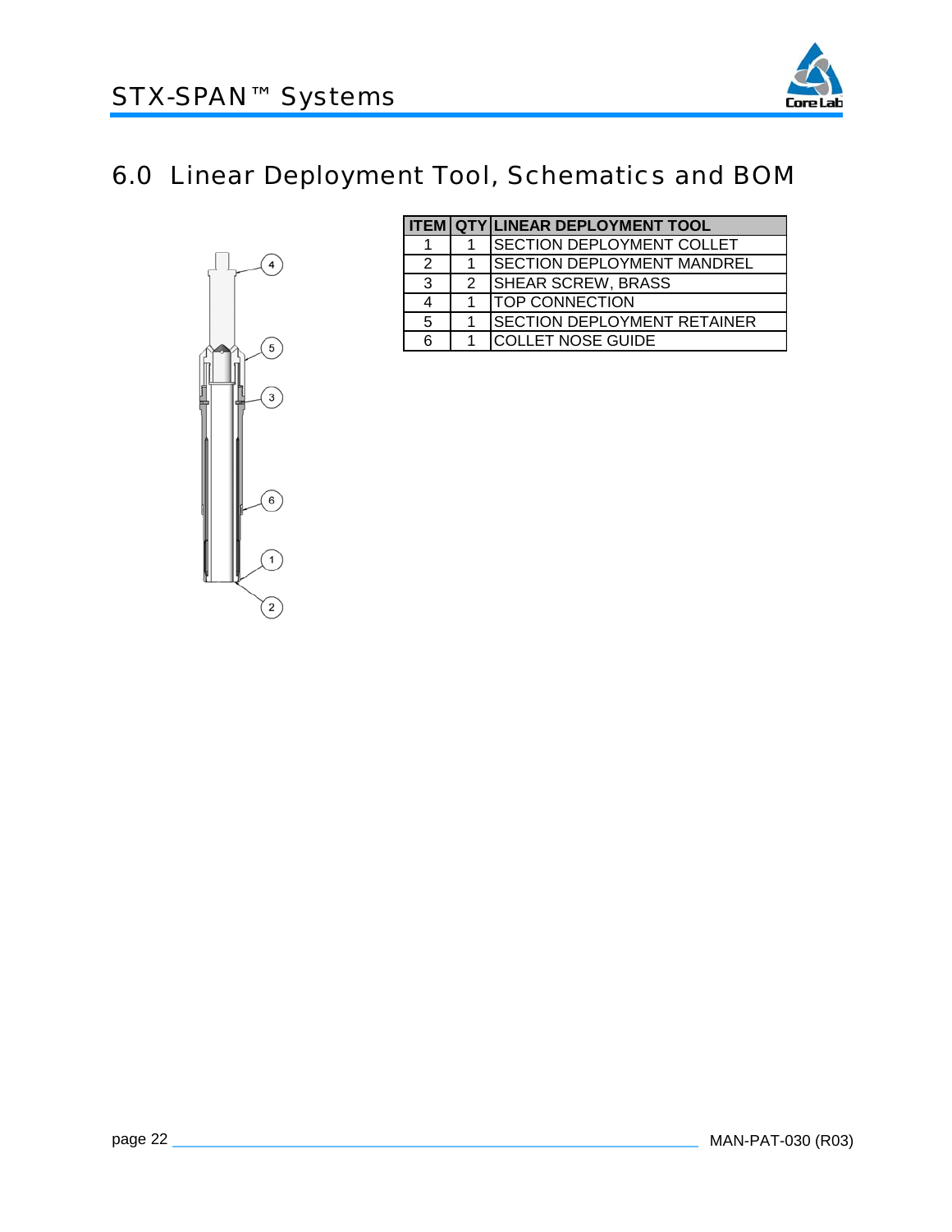# 6.0 Linear Deployment Tool, Schematics and BOM

| ITEM | QTY | LINEAR DEPLOYMENT TOOL |
|---|---|---|
| 1 | 1 | SECTION DEPLOYMENT COLLET |
| 2 | 1 | SECTION DEPLOYMENT MANDREL |
| 3 | 2 | SHEAR SCREW, BRASS |
| 4 | 1 | TOP CONNECTION |
| 5 | 1 | SECTION DEPLOYMENT RETAINER |
| 6 | 1 | COLLET NOSE GUIDE |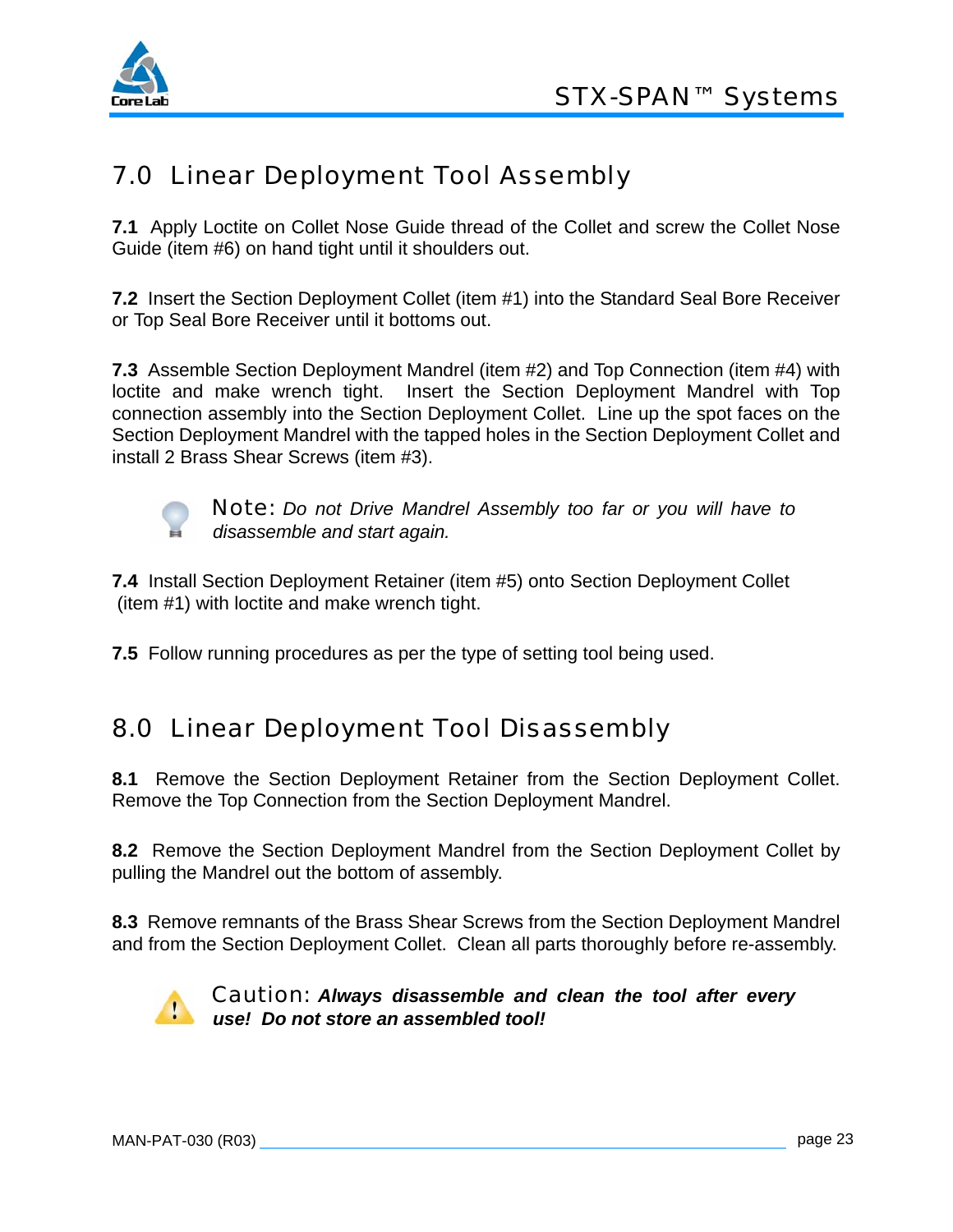## 7.0 Linear Deployment Tool Assembly

**7.1** Apply Loctite on Collet Nose Guide thread of the Collet and screw the Collet Nose Guide (item #6) on hand tight until it shoulders out.

**7.2** Insert the Section Deployment Collet (item #1) into the Standard Seal Bore Receiver or Top Seal Bore Receiver until it bottoms out.

**7.3** Assemble Section Deployment Mandrel (item #2) and Top Connection (item #4) with loctite and make wrench tight. Insert the Section Deployment Mandrel with Top connection assembly into the Section Deployment Collet. Line up the spot faces on the Section Deployment Mandrel with the tapped holes in the Section Deployment Collet and install 2 Brass Shear Screws (item #3).

> Note: *Do not Drive Mandrel Assembly too far or you will have to disassemble and start again.*

**7.4** Install Section Deployment Retainer (item #5) onto Section Deployment Collet (item #1) with loctite and make wrench tight.

**7.5** Follow running procedures as per the type of setting tool being used.

## 8.0 Linear Deployment Tool Disassembly

**8.1** Remove the Section Deployment Retainer from the Section Deployment Collet. Remove the Top Connection from the Section Deployment Mandrel.

**8.2** Remove the Section Deployment Mandrel from the Section Deployment Collet by pulling the Mandrel out the bottom of assembly.

**8.3** Remove remnants of the Brass Shear Screws from the Section Deployment Mandrel and from the Section Deployment Collet. Clean all parts thoroughly before re-assembly.

> Caution: ***Always disassemble and clean the tool after every use! Do not store an assembled tool!***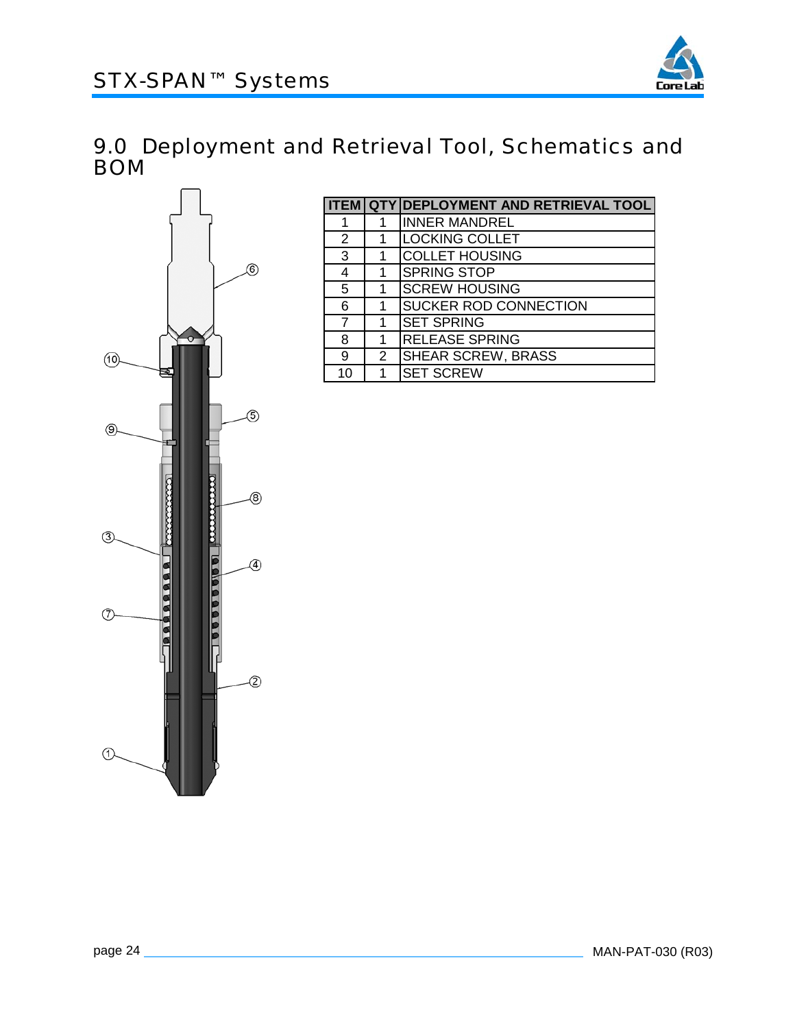# 9.0 Deployment and Retrieval Tool, Schematics and BOM

| ITEM | QTY | DEPLOYMENT AND RETRIEVAL TOOL |
|---|---|---|
| 1 | 1 | INNER MANDREL |
| 2 | 1 | LOCKING COLLET |
| 3 | 1 | COLLET HOUSING |
| 4 | 1 | SPRING STOP |
| 5 | 1 | SCREW HOUSING |
| 6 | 1 | SUCKER ROD CONNECTION |
| 7 | 1 | SET SPRING |
| 8 | 1 | RELEASE SPRING |
| 9 | 2 | SHEAR SCREW, BRASS |
| 10 | 1 | SET SCREW |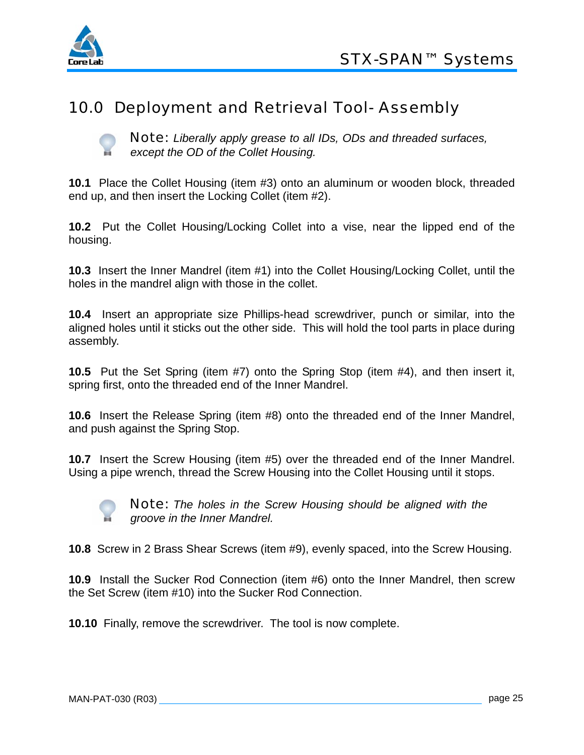## 10.0 Deployment and Retrieval Tool- Assembly

Note: *Liberally apply grease to all IDs, ODs and threaded surfaces, except the OD of the Collet Housing.*

**10.1** Place the Collet Housing (item #3) onto an aluminum or wooden block, threaded end up, and then insert the Locking Collet (item #2).

**10.2** Put the Collet Housing/Locking Collet into a vise, near the lipped end of the housing.

**10.3** Insert the Inner Mandrel (item #1) into the Collet Housing/Locking Collet, until the holes in the mandrel align with those in the collet.

**10.4** Insert an appropriate size Phillips-head screwdriver, punch or similar, into the aligned holes until it sticks out the other side. This will hold the tool parts in place during assembly.

**10.5** Put the Set Spring (item #7) onto the Spring Stop (item #4), and then insert it, spring first, onto the threaded end of the Inner Mandrel.

**10.6** Insert the Release Spring (item #8) onto the threaded end of the Inner Mandrel, and push against the Spring Stop.

**10.7** Insert the Screw Housing (item #5) over the threaded end of the Inner Mandrel. Using a pipe wrench, thread the Screw Housing into the Collet Housing until it stops.

Note: *The holes in the Screw Housing should be aligned with the groove in the Inner Mandrel.*

**10.8** Screw in 2 Brass Shear Screws (item #9), evenly spaced, into the Screw Housing.

**10.9** Install the Sucker Rod Connection (item #6) onto the Inner Mandrel, then screw the Set Screw (item #10) into the Sucker Rod Connection.

**10.10** Finally, remove the screwdriver. The tool is now complete.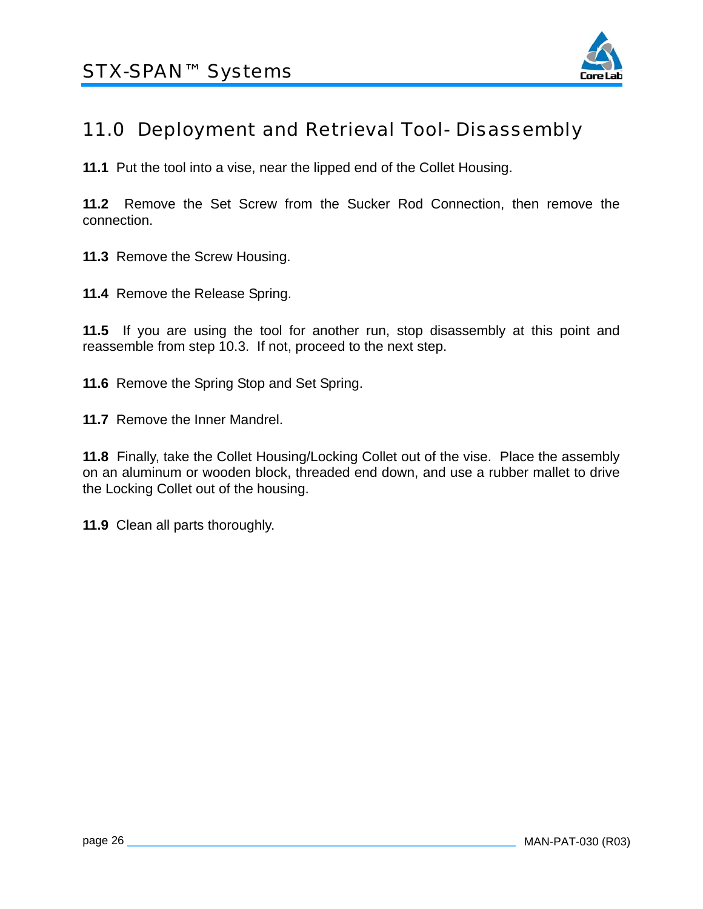# 11.0 Deployment and Retrieval Tool- Disassembly

**11.1** Put the tool into a vise, near the lipped end of the Collet Housing.

**11.2** Remove the Set Screw from the Sucker Rod Connection, then remove the connection.

**11.3** Remove the Screw Housing.

**11.4** Remove the Release Spring.

**11.5** If you are using the tool for another run, stop disassembly at this point and reassemble from step 10.3. If not, proceed to the next step.

**11.6** Remove the Spring Stop and Set Spring.

**11.7** Remove the Inner Mandrel.

**11.8** Finally, take the Collet Housing/Locking Collet out of the vise. Place the assembly on an aluminum or wooden block, threaded end down, and use a rubber mallet to drive the Locking Collet out of the housing.

**11.9** Clean all parts thoroughly.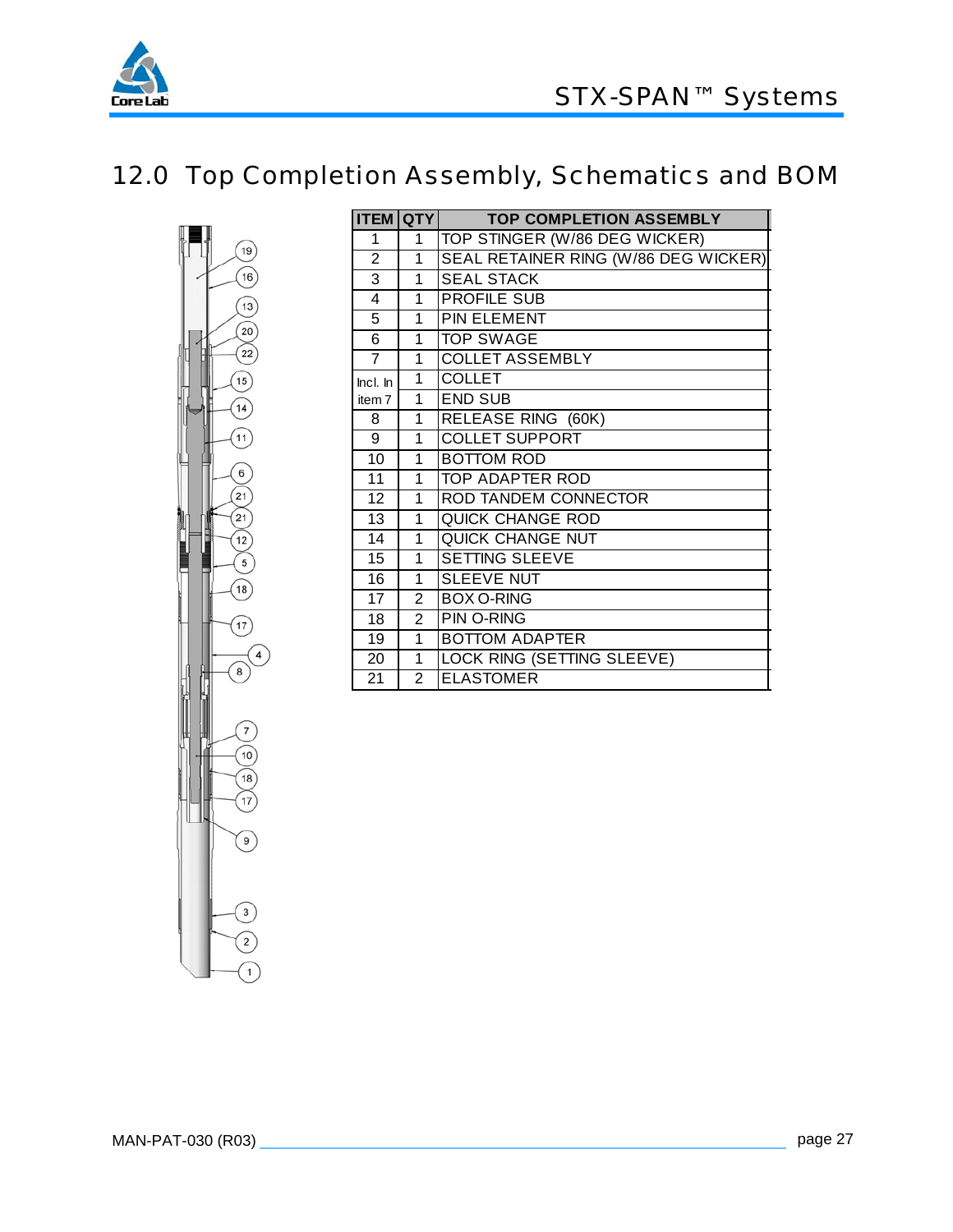# 12.0 Top Completion Assembly, Schematics and BOM

| ITEM | QTY | TOP COMPLETION ASSEMBLY |
|---|---|---|
| 1 | 1 | TOP STINGER (W/86 DEG WICKER) |
| 2 | 1 | SEAL RETAINER RING (W/86 DEG WICKER) |
| 3 | 1 | SEAL STACK |
| 4 | 1 | PROFILE SUB |
| 5 | 1 | PIN ELEMENT |
| 6 | 1 | TOP SWAGE |
| 7 | 1 | COLLET ASSEMBLY |
| Incl. In item 7 | 1 | COLLET |
| | 1 | END SUB |
| 8 | 1 | RELEASE RING (60K) |
| 9 | 1 | COLLET SUPPORT |
| 10 | 1 | BOTTOM ROD |
| 11 | 1 | TOP ADAPTER ROD |
| 12 | 1 | ROD TANDEM CONNECTOR |
| 13 | 1 | QUICK CHANGE ROD |
| 14 | 1 | QUICK CHANGE NUT |
| 15 | 1 | SETTING SLEEVE |
| 16 | 1 | SLEEVE NUT |
| 17 | 2 | BOX O-RING |
| 18 | 2 | PIN O-RING |
| 19 | 1 | BOTTOM ADAPTER |
| 20 | 1 | LOCK RING (SETTING SLEEVE) |
| 21 | 2 | ELASTOMER |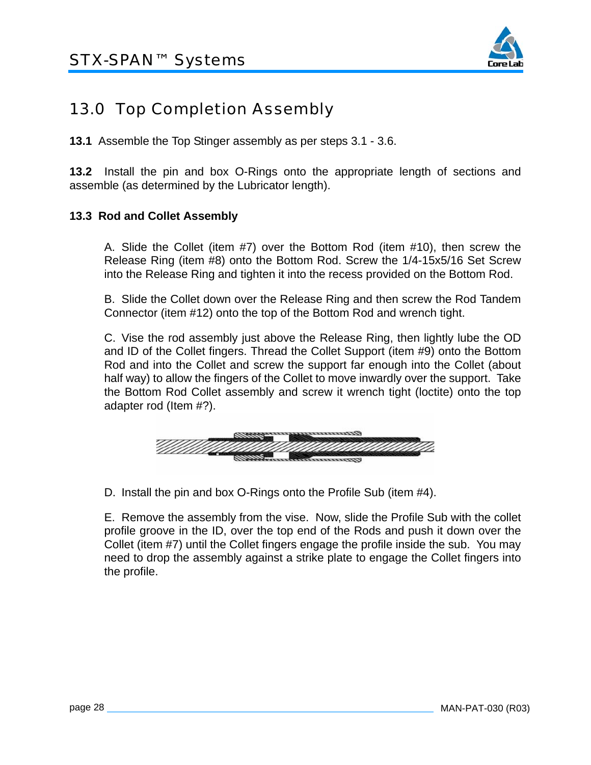# 13.0 Top Completion Assembly

**13.1** Assemble the Top Stinger assembly as per steps 3.1 - 3.6.

**13.2** Install the pin and box O-Rings onto the appropriate length of sections and assemble (as determined by the Lubricator length).

**13.3 Rod and Collet Assembly**

A. Slide the Collet (item #7) over the Bottom Rod (item #10), then screw the Release Ring (item #8) onto the Bottom Rod. Screw the 1/4-15x5/16 Set Screw into the Release Ring and tighten it into the recess provided on the Bottom Rod.

B. Slide the Collet down over the Release Ring and then screw the Rod Tandem Connector (item #12) onto the top of the Bottom Rod and wrench tight.

C. Vise the rod assembly just above the Release Ring, then lightly lube the OD and ID of the Collet fingers. Thread the Collet Support (item #9) onto the Bottom Rod and into the Collet and screw the support far enough into the Collet (about half way) to allow the fingers of the Collet to move inwardly over the support. Take the Bottom Rod Collet assembly and screw it wrench tight (loctite) onto the top adapter rod (Item #?).

D. Install the pin and box O-Rings onto the Profile Sub (item #4).

E. Remove the assembly from the vise. Now, slide the Profile Sub with the collet profile groove in the ID, over the top end of the Rods and push it down over the Collet (item #7) until the Collet fingers engage the profile inside the sub. You may need to drop the assembly against a strike plate to engage the Collet fingers into the profile.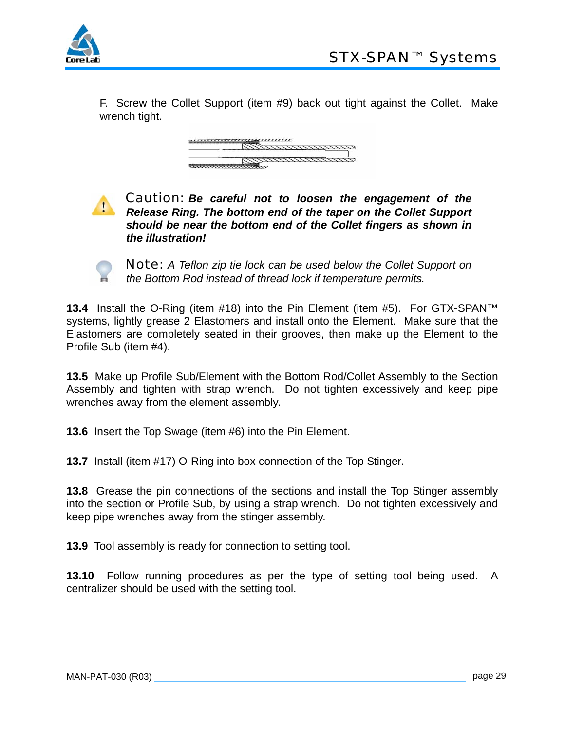F. Screw the Collet Support (item #9) back out tight against the Collet. Make wrench tight.

Caution: ***Be careful not to loosen the engagement of the Release Ring. The bottom end of the taper on the Collet Support should be near the bottom end of the Collet fingers as shown in the illustration!***

Note: *A Teflon zip tie lock can be used below the Collet Support on the Bottom Rod instead of thread lock if temperature permits.*

**13.4** Install the O-Ring (item #18) into the Pin Element (item #5). For GTX-SPAN™ systems, lightly grease 2 Elastomers and install onto the Element. Make sure that the Elastomers are completely seated in their grooves, then make up the Element to the Profile Sub (item #4).

**13.5** Make up Profile Sub/Element with the Bottom Rod/Collet Assembly to the Section Assembly and tighten with strap wrench. Do not tighten excessively and keep pipe wrenches away from the element assembly.

**13.6** Insert the Top Swage (item #6) into the Pin Element.

**13.7** Install (item #17) O-Ring into box connection of the Top Stinger.

**13.8** Grease the pin connections of the sections and install the Top Stinger assembly into the section or Profile Sub, by using a strap wrench. Do not tighten excessively and keep pipe wrenches away from the stinger assembly.

**13.9** Tool assembly is ready for connection to setting tool.

**13.10** Follow running procedures as per the type of setting tool being used. A centralizer should be used with the setting tool.